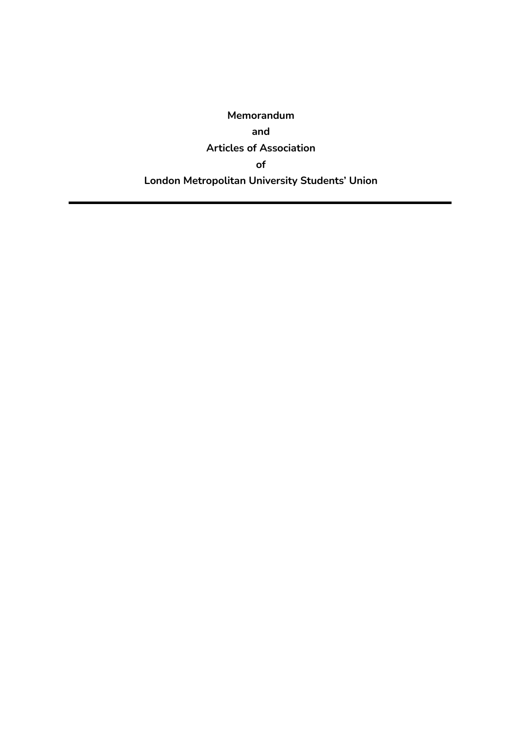# Memorandum
# and
# Articles of Association
# of
# London Metropolitan University Students' Union

---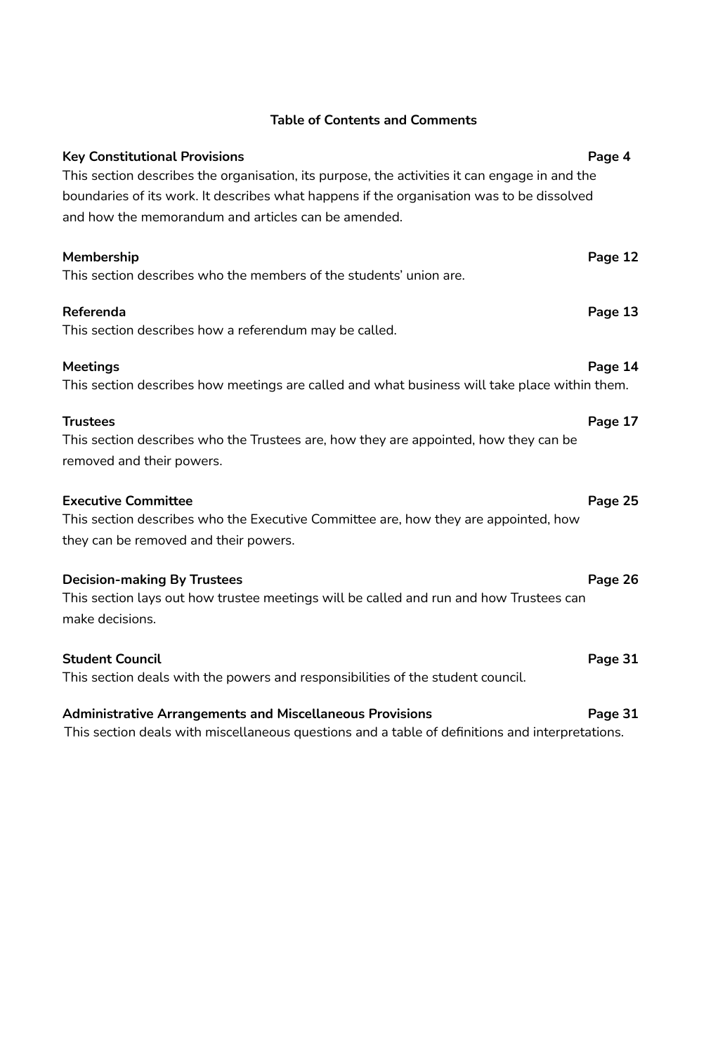## Table of Contents and Comments

**Key Constitutional Provisions** **Page 4**

This section describes the organisation, its purpose, the activities it can engage in and the boundaries of its work. It describes what happens if the organisation was to be dissolved and how the memorandum and articles can be amended.

**Membership** **Page 12**

This section describes who the members of the students' union are.

**Referenda** **Page 13**

This section describes how a referendum may be called.

**Meetings** **Page 14**

This section describes how meetings are called and what business will take place within them.

**Trustees** **Page 17**

This section describes who the Trustees are, how they are appointed, how they can be removed and their powers.

**Executive Committee** **Page 25**

This section describes who the Executive Committee are, how they are appointed, how they can be removed and their powers.

**Decision-making By Trustees** **Page 26**

This section lays out how trustee meetings will be called and run and how Trustees can make decisions.

**Student Council** **Page 31**

This section deals with the powers and responsibilities of the student council.

**Administrative Arrangements and Miscellaneous Provisions** **Page 31**

This section deals with miscellaneous questions and a table of definitions and interpretations.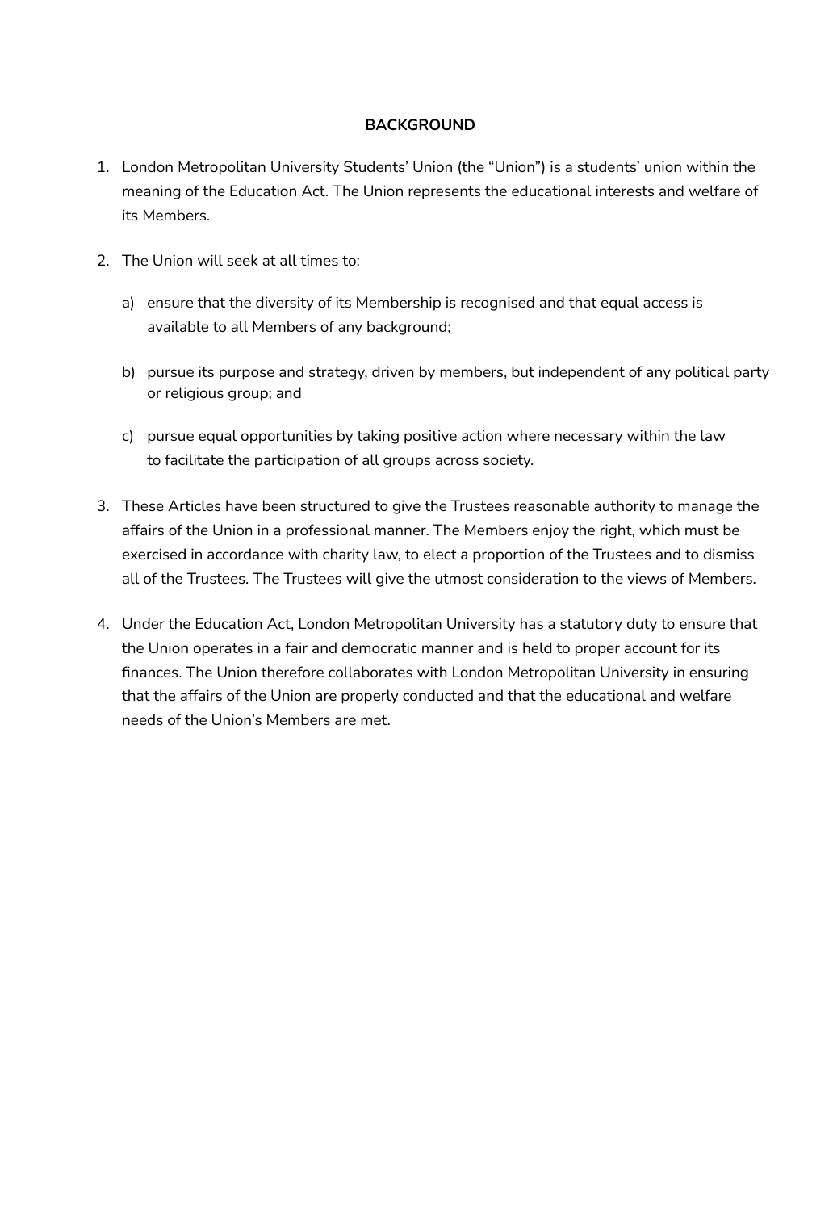**BACKGROUND**

1. London Metropolitan University Students' Union (the "Union") is a students' union within the meaning of the Education Act. The Union represents the educational interests and welfare of its Members.

2. The Union will seek at all times to:

   a) ensure that the diversity of its Membership is recognised and that equal access is available to all Members of any background;

   b) pursue its purpose and strategy, driven by members, but independent of any political party or religious group; and

   c) pursue equal opportunities by taking positive action where necessary within the law to facilitate the participation of all groups across society.

3. These Articles have been structured to give the Trustees reasonable authority to manage the affairs of the Union in a professional manner. The Members enjoy the right, which must be exercised in accordance with charity law, to elect a proportion of the Trustees and to dismiss all of the Trustees. The Trustees will give the utmost consideration to the views of Members.

4. Under the Education Act, London Metropolitan University has a statutory duty to ensure that the Union operates in a fair and democratic manner and is held to proper account for its finances. The Union therefore collaborates with London Metropolitan University in ensuring that the affairs of the Union are properly conducted and that the educational and welfare needs of the Union's Members are met.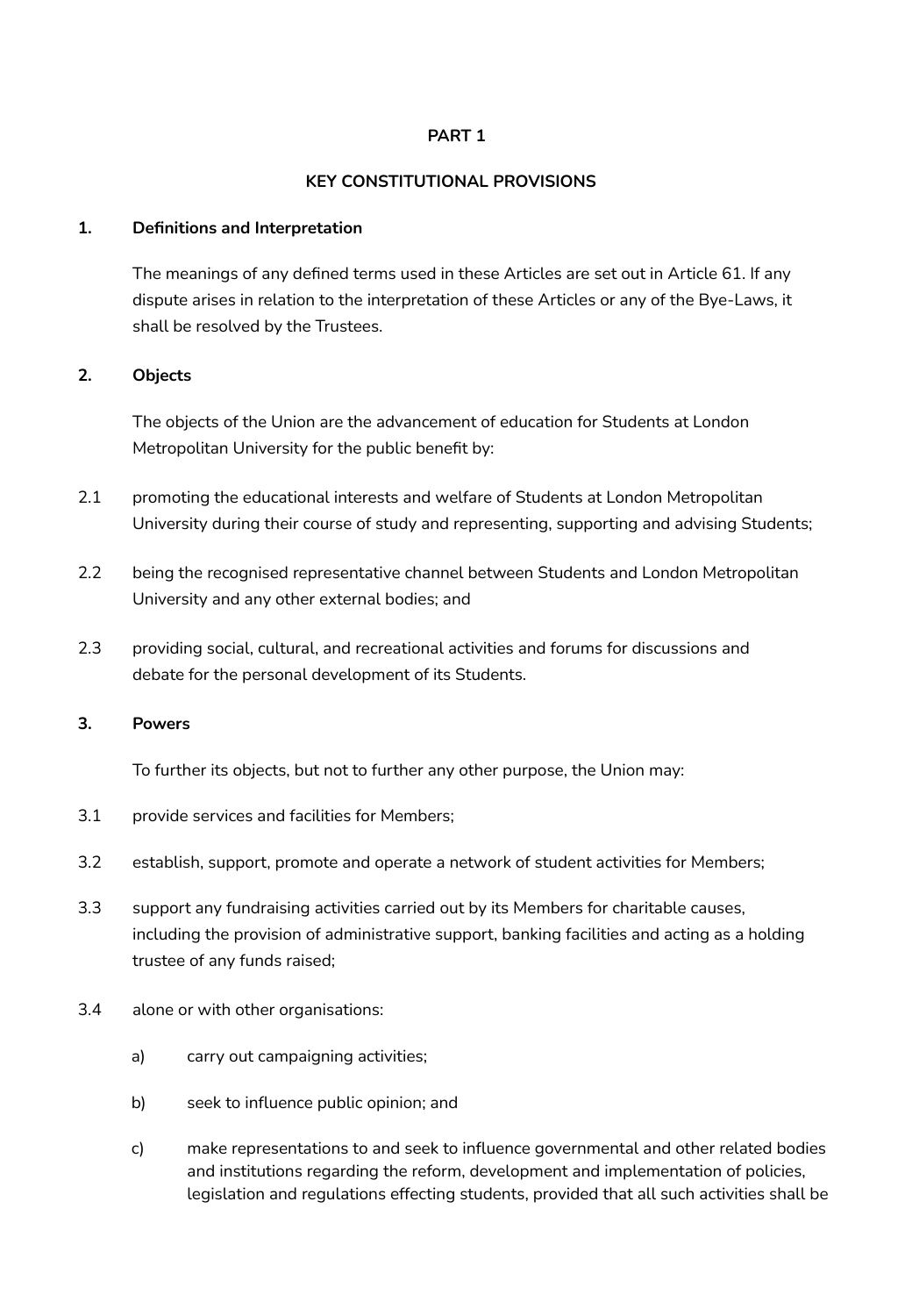**PART 1**

**KEY CONSTITUTIONAL PROVISIONS**

**1. Definitions and Interpretation**

The meanings of any defined terms used in these Articles are set out in Article 61. If any dispute arises in relation to the interpretation of these Articles or any of the Bye-Laws, it shall be resolved by the Trustees.

**2. Objects**

The objects of the Union are the advancement of education for Students at London Metropolitan University for the public benefit by:

2.1 promoting the educational interests and welfare of Students at London Metropolitan University during their course of study and representing, supporting and advising Students;

2.2 being the recognised representative channel between Students and London Metropolitan University and any other external bodies; and

2.3 providing social, cultural, and recreational activities and forums for discussions and debate for the personal development of its Students.

**3. Powers**

To further its objects, but not to further any other purpose, the Union may:

3.1 provide services and facilities for Members;

3.2 establish, support, promote and operate a network of student activities for Members;

3.3 support any fundraising activities carried out by its Members for charitable causes, including the provision of administrative support, banking facilities and acting as a holding trustee of any funds raised;

3.4 alone or with other organisations:

a) carry out campaigning activities;

b) seek to influence public opinion; and

c) make representations to and seek to influence governmental and other related bodies and institutions regarding the reform, development and implementation of policies, legislation and regulations effecting students, provided that all such activities shall be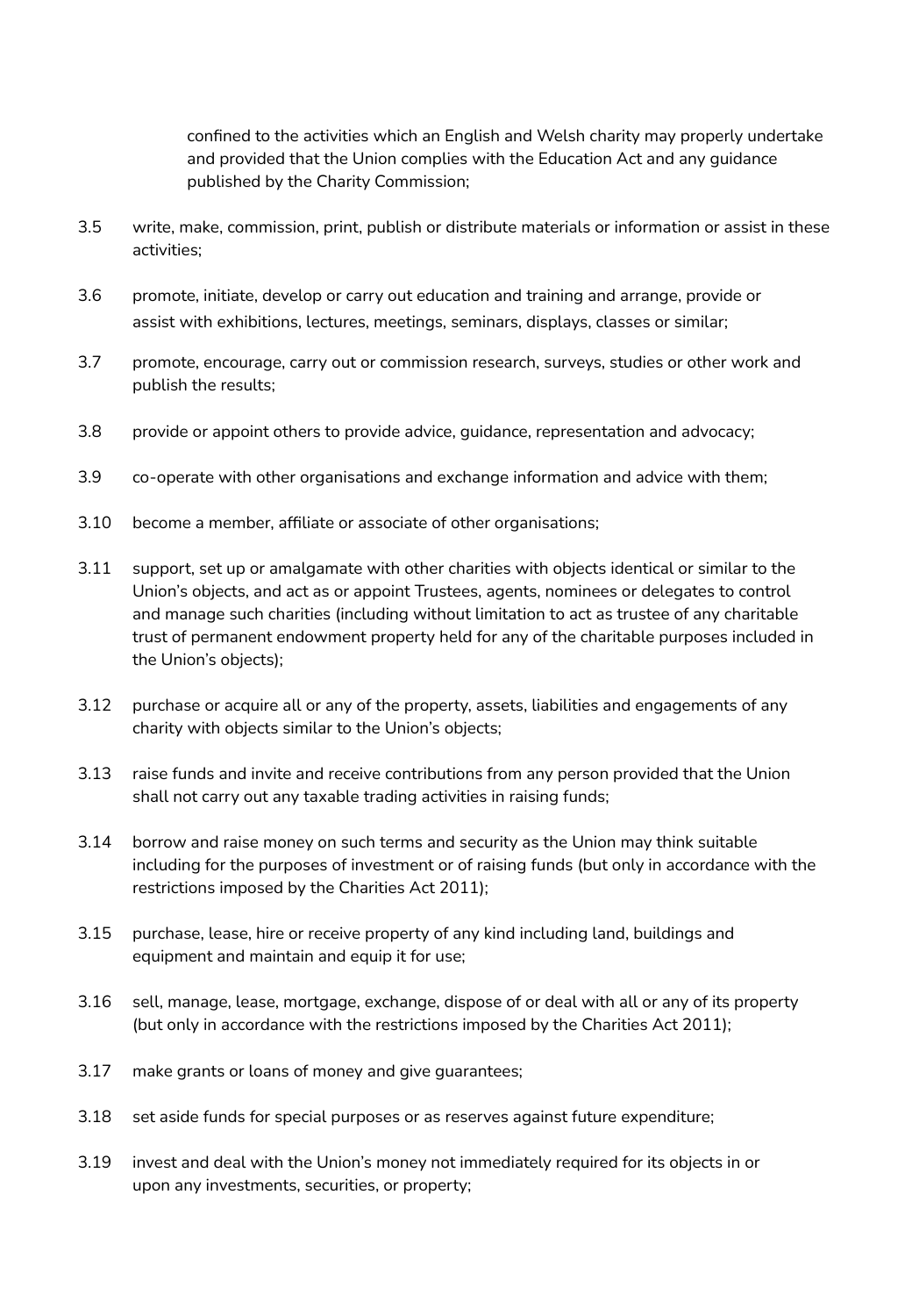confined to the activities which an English and Welsh charity may properly undertake and provided that the Union complies with the Education Act and any guidance published by the Charity Commission;

3.5 write, make, commission, print, publish or distribute materials or information or assist in these activities;

3.6 promote, initiate, develop or carry out education and training and arrange, provide or assist with exhibitions, lectures, meetings, seminars, displays, classes or similar;

3.7 promote, encourage, carry out or commission research, surveys, studies or other work and publish the results;

3.8 provide or appoint others to provide advice, guidance, representation and advocacy;

3.9 co-operate with other organisations and exchange information and advice with them;

3.10 become a member, affiliate or associate of other organisations;

3.11 support, set up or amalgamate with other charities with objects identical or similar to the Union's objects, and act as or appoint Trustees, agents, nominees or delegates to control and manage such charities (including without limitation to act as trustee of any charitable trust of permanent endowment property held for any of the charitable purposes included in the Union's objects);

3.12 purchase or acquire all or any of the property, assets, liabilities and engagements of any charity with objects similar to the Union's objects;

3.13 raise funds and invite and receive contributions from any person provided that the Union shall not carry out any taxable trading activities in raising funds;

3.14 borrow and raise money on such terms and security as the Union may think suitable including for the purposes of investment or of raising funds (but only in accordance with the restrictions imposed by the Charities Act 2011);

3.15 purchase, lease, hire or receive property of any kind including land, buildings and equipment and maintain and equip it for use;

3.16 sell, manage, lease, mortgage, exchange, dispose of or deal with all or any of its property (but only in accordance with the restrictions imposed by the Charities Act 2011);

3.17 make grants or loans of money and give guarantees;

3.18 set aside funds for special purposes or as reserves against future expenditure;

3.19 invest and deal with the Union's money not immediately required for its objects in or upon any investments, securities, or property;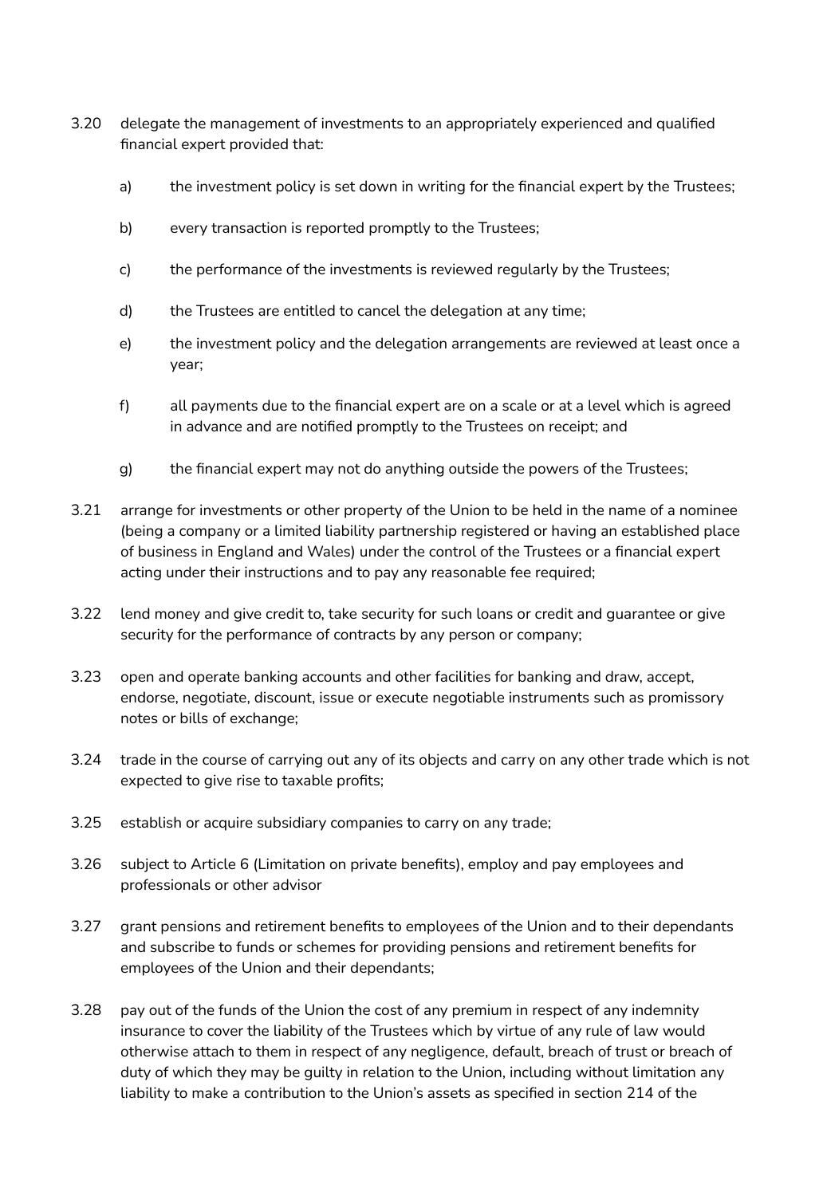3.20 delegate the management of investments to an appropriately experienced and qualified financial expert provided that:

   a) the investment policy is set down in writing for the financial expert by the Trustees;

   b) every transaction is reported promptly to the Trustees;

   c) the performance of the investments is reviewed regularly by the Trustees;

   d) the Trustees are entitled to cancel the delegation at any time;

   e) the investment policy and the delegation arrangements are reviewed at least once a year;

   f) all payments due to the financial expert are on a scale or at a level which is agreed in advance and are notified promptly to the Trustees on receipt; and

   g) the financial expert may not do anything outside the powers of the Trustees;

3.21 arrange for investments or other property of the Union to be held in the name of a nominee (being a company or a limited liability partnership registered or having an established place of business in England and Wales) under the control of the Trustees or a financial expert acting under their instructions and to pay any reasonable fee required;

3.22 lend money and give credit to, take security for such loans or credit and guarantee or give security for the performance of contracts by any person or company;

3.23 open and operate banking accounts and other facilities for banking and draw, accept, endorse, negotiate, discount, issue or execute negotiable instruments such as promissory notes or bills of exchange;

3.24 trade in the course of carrying out any of its objects and carry on any other trade which is not expected to give rise to taxable profits;

3.25 establish or acquire subsidiary companies to carry on any trade;

3.26 subject to Article 6 (Limitation on private benefits), employ and pay employees and professionals or other advisor

3.27 grant pensions and retirement benefits to employees of the Union and to their dependants and subscribe to funds or schemes for providing pensions and retirement benefits for employees of the Union and their dependants;

3.28 pay out of the funds of the Union the cost of any premium in respect of any indemnity insurance to cover the liability of the Trustees which by virtue of any rule of law would otherwise attach to them in respect of any negligence, default, breach of trust or breach of duty of which they may be guilty in relation to the Union, including without limitation any liability to make a contribution to the Union's assets as specified in section 214 of the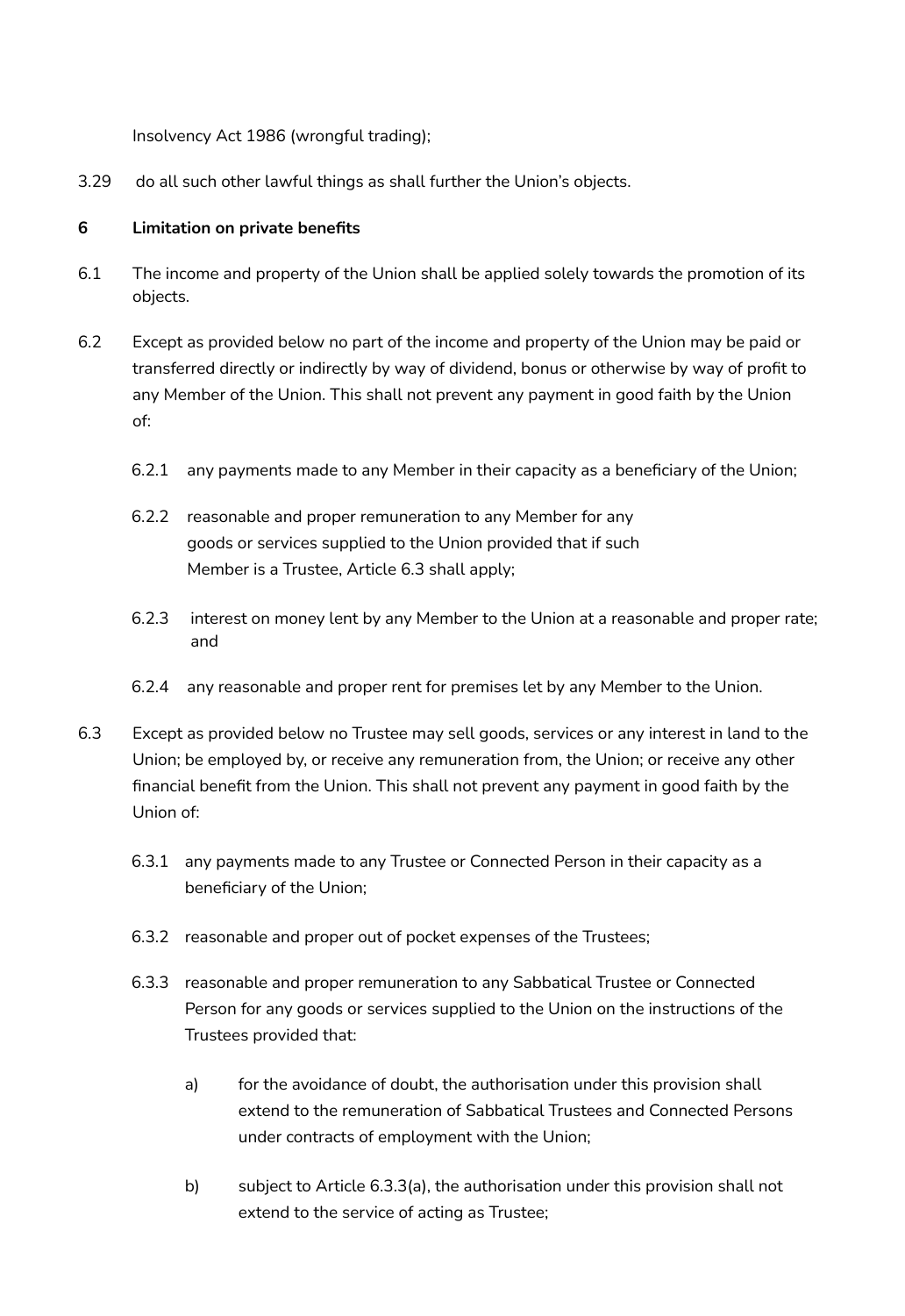Insolvency Act 1986 (wrongful trading);

3.29 do all such other lawful things as shall further the Union's objects.

**6 Limitation on private benefits**

6.1 The income and property of the Union shall be applied solely towards the promotion of its objects.

6.2 Except as provided below no part of the income and property of the Union may be paid or transferred directly or indirectly by way of dividend, bonus or otherwise by way of profit to any Member of the Union. This shall not prevent any payment in good faith by the Union of:

6.2.1 any payments made to any Member in their capacity as a beneficiary of the Union;

6.2.2 reasonable and proper remuneration to any Member for any goods or services supplied to the Union provided that if such Member is a Trustee, Article 6.3 shall apply;

6.2.3 interest on money lent by any Member to the Union at a reasonable and proper rate; and

6.2.4 any reasonable and proper rent for premises let by any Member to the Union.

6.3 Except as provided below no Trustee may sell goods, services or any interest in land to the Union; be employed by, or receive any remuneration from, the Union; or receive any other financial benefit from the Union. This shall not prevent any payment in good faith by the Union of:

6.3.1 any payments made to any Trustee or Connected Person in their capacity as a beneficiary of the Union;

6.3.2 reasonable and proper out of pocket expenses of the Trustees;

6.3.3 reasonable and proper remuneration to any Sabbatical Trustee or Connected Person for any goods or services supplied to the Union on the instructions of the Trustees provided that:

a) for the avoidance of doubt, the authorisation under this provision shall extend to the remuneration of Sabbatical Trustees and Connected Persons under contracts of employment with the Union;

b) subject to Article 6.3.3(a), the authorisation under this provision shall not extend to the service of acting as Trustee;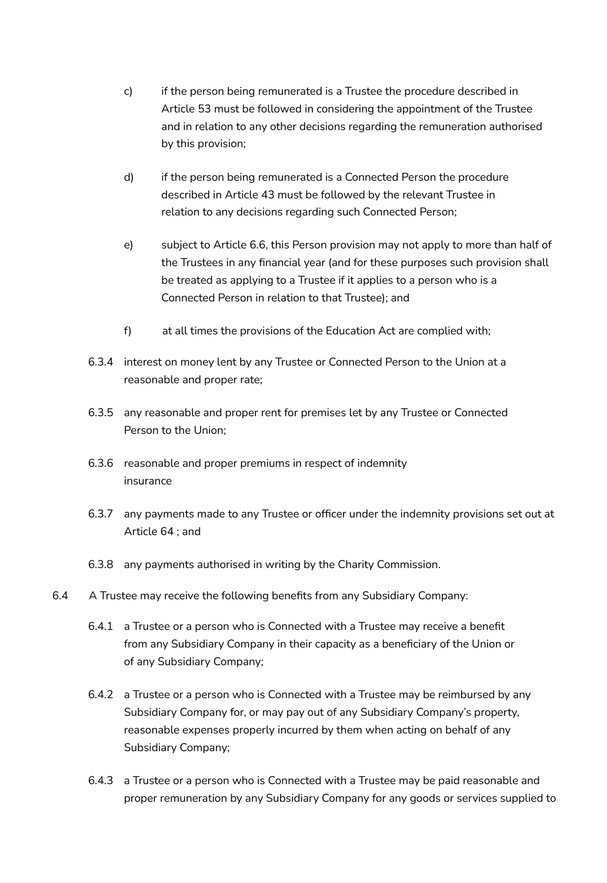c) if the person being remunerated is a Trustee the procedure described in Article 53 must be followed in considering the appointment of the Trustee and in relation to any other decisions regarding the remuneration authorised by this provision;

d) if the person being remunerated is a Connected Person the procedure described in Article 43 must be followed by the relevant Trustee in relation to any decisions regarding such Connected Person;

e) subject to Article 6.6, this Person provision may not apply to more than half of the Trustees in any financial year (and for these purposes such provision shall be treated as applying to a Trustee if it applies to a person who is a Connected Person in relation to that Trustee); and

f) at all times the provisions of the Education Act are complied with;

6.3.4 interest on money lent by any Trustee or Connected Person to the Union at a reasonable and proper rate;

6.3.5 any reasonable and proper rent for premises let by any Trustee or Connected Person to the Union;

6.3.6 reasonable and proper premiums in respect of indemnity insurance

6.3.7 any payments made to any Trustee or officer under the indemnity provisions set out at Article 64 ; and

6.3.8 any payments authorised in writing by the Charity Commission.

6.4 A Trustee may receive the following benefits from any Subsidiary Company:

6.4.1 a Trustee or a person who is Connected with a Trustee may receive a benefit from any Subsidiary Company in their capacity as a beneficiary of the Union or of any Subsidiary Company;

6.4.2 a Trustee or a person who is Connected with a Trustee may be reimbursed by any Subsidiary Company for, or may pay out of any Subsidiary Company's property, reasonable expenses properly incurred by them when acting on behalf of any Subsidiary Company;

6.4.3 a Trustee or a person who is Connected with a Trustee may be paid reasonable and proper remuneration by any Subsidiary Company for any goods or services supplied to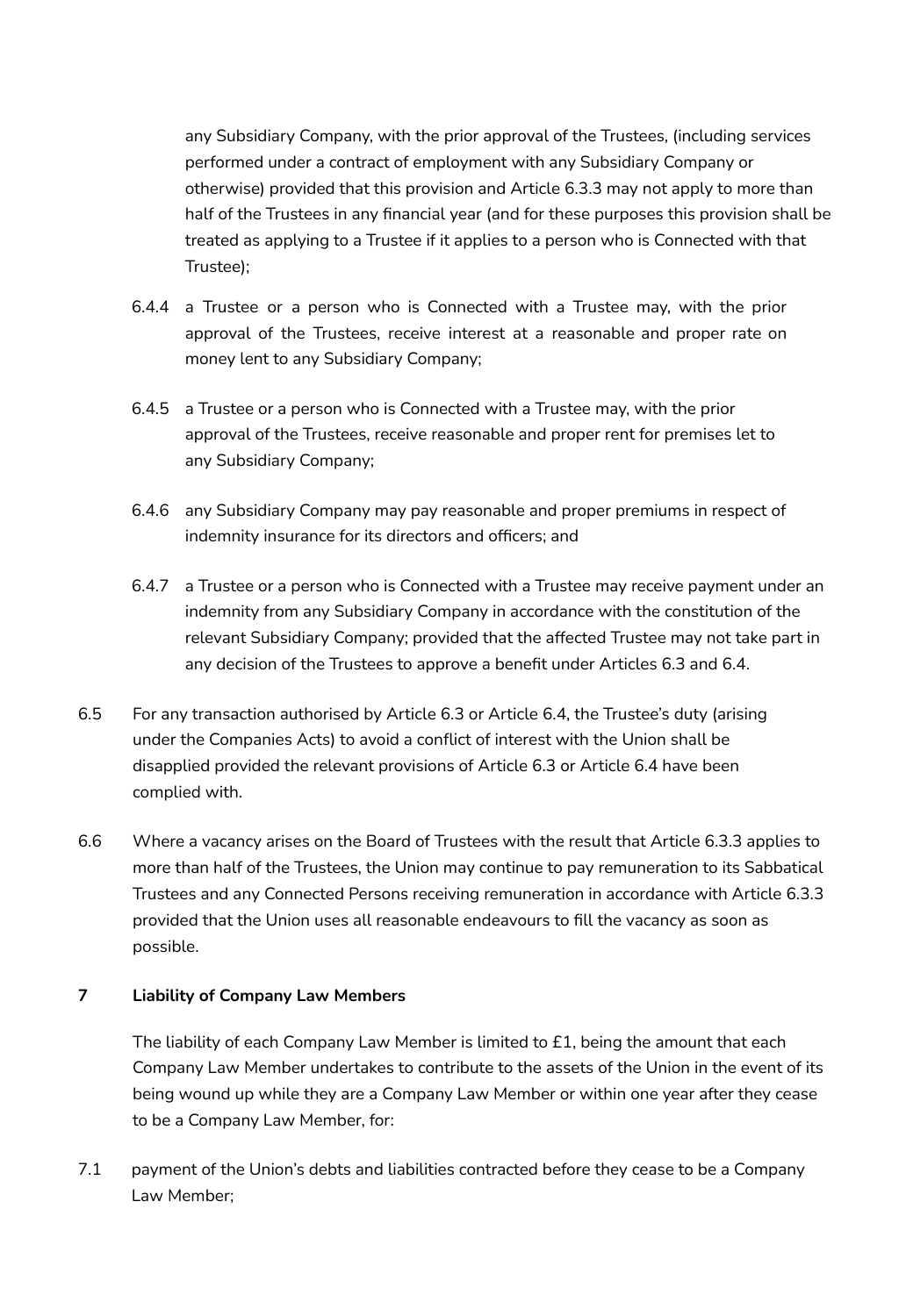any Subsidiary Company, with the prior approval of the Trustees, (including services performed under a contract of employment with any Subsidiary Company or otherwise) provided that this provision and Article 6.3.3 may not apply to more than half of the Trustees in any financial year (and for these purposes this provision shall be treated as applying to a Trustee if it applies to a person who is Connected with that Trustee);

6.4.4 a Trustee or a person who is Connected with a Trustee may, with the prior approval of the Trustees, receive interest at a reasonable and proper rate on money lent to any Subsidiary Company;

6.4.5 a Trustee or a person who is Connected with a Trustee may, with the prior approval of the Trustees, receive reasonable and proper rent for premises let to any Subsidiary Company;

6.4.6 any Subsidiary Company may pay reasonable and proper premiums in respect of indemnity insurance for its directors and officers; and

6.4.7 a Trustee or a person who is Connected with a Trustee may receive payment under an indemnity from any Subsidiary Company in accordance with the constitution of the relevant Subsidiary Company; provided that the affected Trustee may not take part in any decision of the Trustees to approve a benefit under Articles 6.3 and 6.4.

6.5 For any transaction authorised by Article 6.3 or Article 6.4, the Trustee's duty (arising under the Companies Acts) to avoid a conflict of interest with the Union shall be disapplied provided the relevant provisions of Article 6.3 or Article 6.4 have been complied with.

6.6 Where a vacancy arises on the Board of Trustees with the result that Article 6.3.3 applies to more than half of the Trustees, the Union may continue to pay remuneration to its Sabbatical Trustees and any Connected Persons receiving remuneration in accordance with Article 6.3.3 provided that the Union uses all reasonable endeavours to fill the vacancy as soon as possible.

**7 Liability of Company Law Members**

The liability of each Company Law Member is limited to £1, being the amount that each Company Law Member undertakes to contribute to the assets of the Union in the event of its being wound up while they are a Company Law Member or within one year after they cease to be a Company Law Member, for:

7.1 payment of the Union's debts and liabilities contracted before they cease to be a Company Law Member;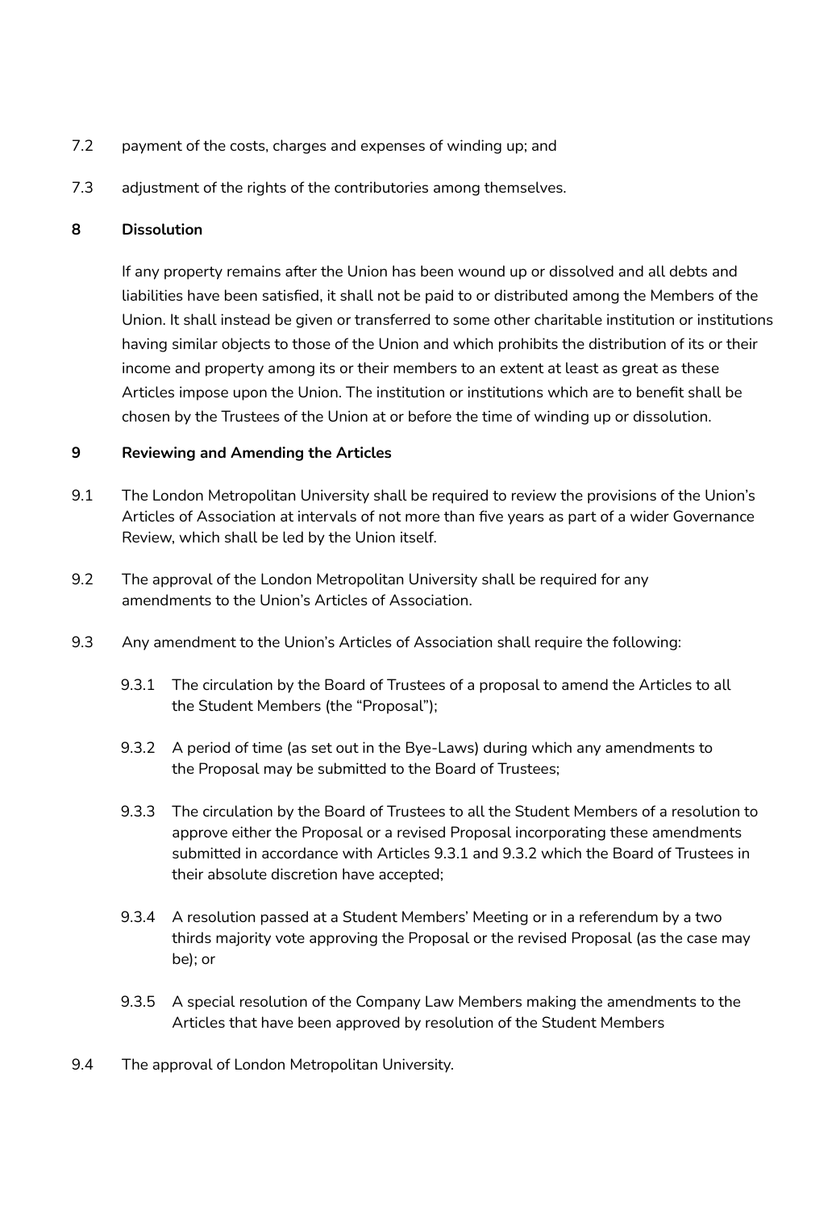7.2 payment of the costs, charges and expenses of winding up; and

7.3 adjustment of the rights of the contributories among themselves.

**8 Dissolution**

If any property remains after the Union has been wound up or dissolved and all debts and liabilities have been satisfied, it shall not be paid to or distributed among the Members of the Union. It shall instead be given or transferred to some other charitable institution or institutions having similar objects to those of the Union and which prohibits the distribution of its or their income and property among its or their members to an extent at least as great as these Articles impose upon the Union. The institution or institutions which are to benefit shall be chosen by the Trustees of the Union at or before the time of winding up or dissolution.

**9 Reviewing and Amending the Articles**

9.1 The London Metropolitan University shall be required to review the provisions of the Union's Articles of Association at intervals of not more than five years as part of a wider Governance Review, which shall be led by the Union itself.

9.2 The approval of the London Metropolitan University shall be required for any amendments to the Union's Articles of Association.

9.3 Any amendment to the Union's Articles of Association shall require the following:

9.3.1 The circulation by the Board of Trustees of a proposal to amend the Articles to all the Student Members (the "Proposal");

9.3.2 A period of time (as set out in the Bye-Laws) during which any amendments to the Proposal may be submitted to the Board of Trustees;

9.3.3 The circulation by the Board of Trustees to all the Student Members of a resolution to approve either the Proposal or a revised Proposal incorporating these amendments submitted in accordance with Articles 9.3.1 and 9.3.2 which the Board of Trustees in their absolute discretion have accepted;

9.3.4 A resolution passed at a Student Members' Meeting or in a referendum by a two thirds majority vote approving the Proposal or the revised Proposal (as the case may be); or

9.3.5 A special resolution of the Company Law Members making the amendments to the Articles that have been approved by resolution of the Student Members

9.4 The approval of London Metropolitan University.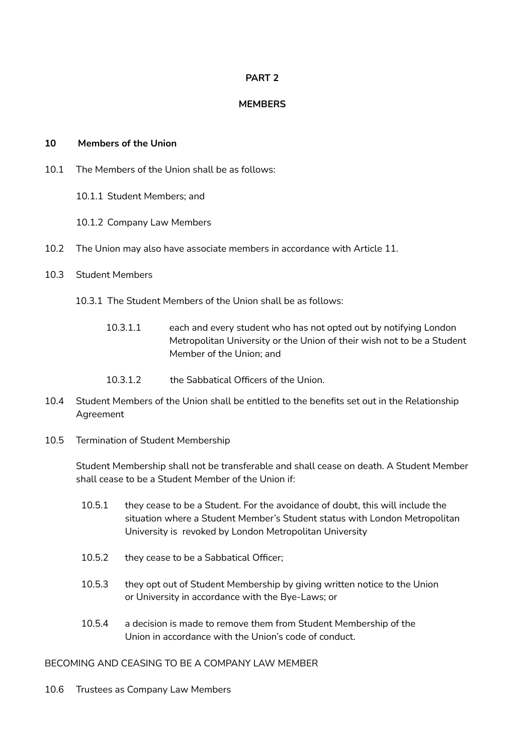**PART 2**

**MEMBERS**

**10 Members of the Union**

10.1 The Members of the Union shall be as follows:

10.1.1 Student Members; and

10.1.2 Company Law Members

10.2 The Union may also have associate members in accordance with Article 11.

10.3 Student Members

10.3.1 The Student Members of the Union shall be as follows:

10.3.1.1 each and every student who has not opted out by notifying London Metropolitan University or the Union of their wish not to be a Student Member of the Union; and

10.3.1.2 the Sabbatical Officers of the Union.

10.4 Student Members of the Union shall be entitled to the benefits set out in the Relationship Agreement

10.5 Termination of Student Membership

Student Membership shall not be transferable and shall cease on death. A Student Member shall cease to be a Student Member of the Union if:

10.5.1 they cease to be a Student. For the avoidance of doubt, this will include the situation where a Student Member's Student status with London Metropolitan University is revoked by London Metropolitan University

10.5.2 they cease to be a Sabbatical Officer;

10.5.3 they opt out of Student Membership by giving written notice to the Union or University in accordance with the Bye-Laws; or

10.5.4 a decision is made to remove them from Student Membership of the Union in accordance with the Union's code of conduct.

BECOMING AND CEASING TO BE A COMPANY LAW MEMBER

10.6 Trustees as Company Law Members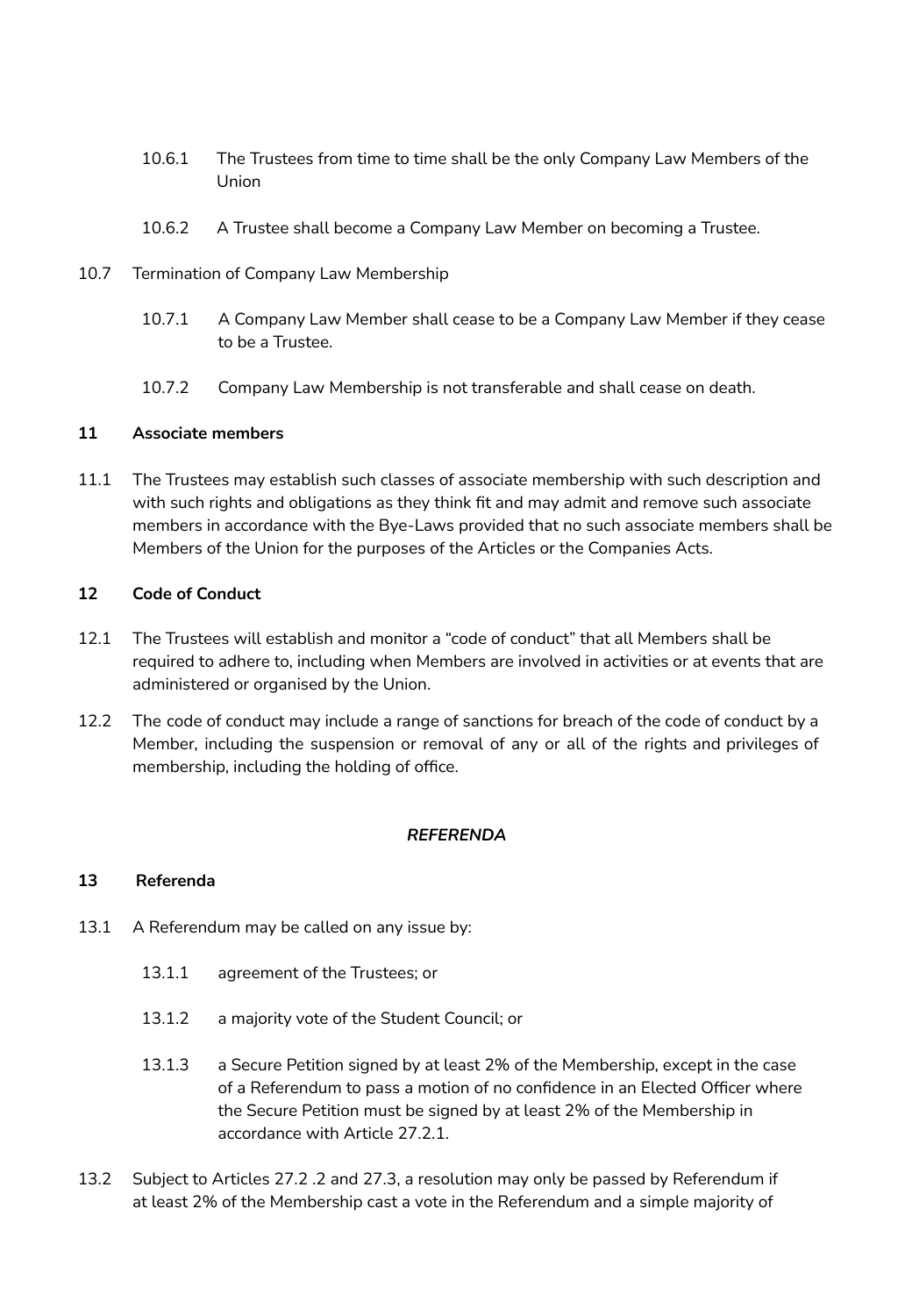10.6.1 The Trustees from time to time shall be the only Company Law Members of the Union

10.6.2 A Trustee shall become a Company Law Member on becoming a Trustee.

10.7 Termination of Company Law Membership

10.7.1 A Company Law Member shall cease to be a Company Law Member if they cease to be a Trustee.

10.7.2 Company Law Membership is not transferable and shall cease on death.

**11 Associate members**

11.1 The Trustees may establish such classes of associate membership with such description and with such rights and obligations as they think fit and may admit and remove such associate members in accordance with the Bye-Laws provided that no such associate members shall be Members of the Union for the purposes of the Articles or the Companies Acts.

**12 Code of Conduct**

12.1 The Trustees will establish and monitor a "code of conduct" that all Members shall be required to adhere to, including when Members are involved in activities or at events that are administered or organised by the Union.

12.2 The code of conduct may include a range of sanctions for breach of the code of conduct by a Member, including the suspension or removal of any or all of the rights and privileges of membership, including the holding of office.

***REFERENDA***

**13 Referenda**

13.1 A Referendum may be called on any issue by:

13.1.1 agreement of the Trustees; or

13.1.2 a majority vote of the Student Council; or

13.1.3 a Secure Petition signed by at least 2% of the Membership, except in the case of a Referendum to pass a motion of no confidence in an Elected Officer where the Secure Petition must be signed by at least 2% of the Membership in accordance with Article 27.2.1.

13.2 Subject to Articles 27.2 .2 and 27.3, a resolution may only be passed by Referendum if at least 2% of the Membership cast a vote in the Referendum and a simple majority of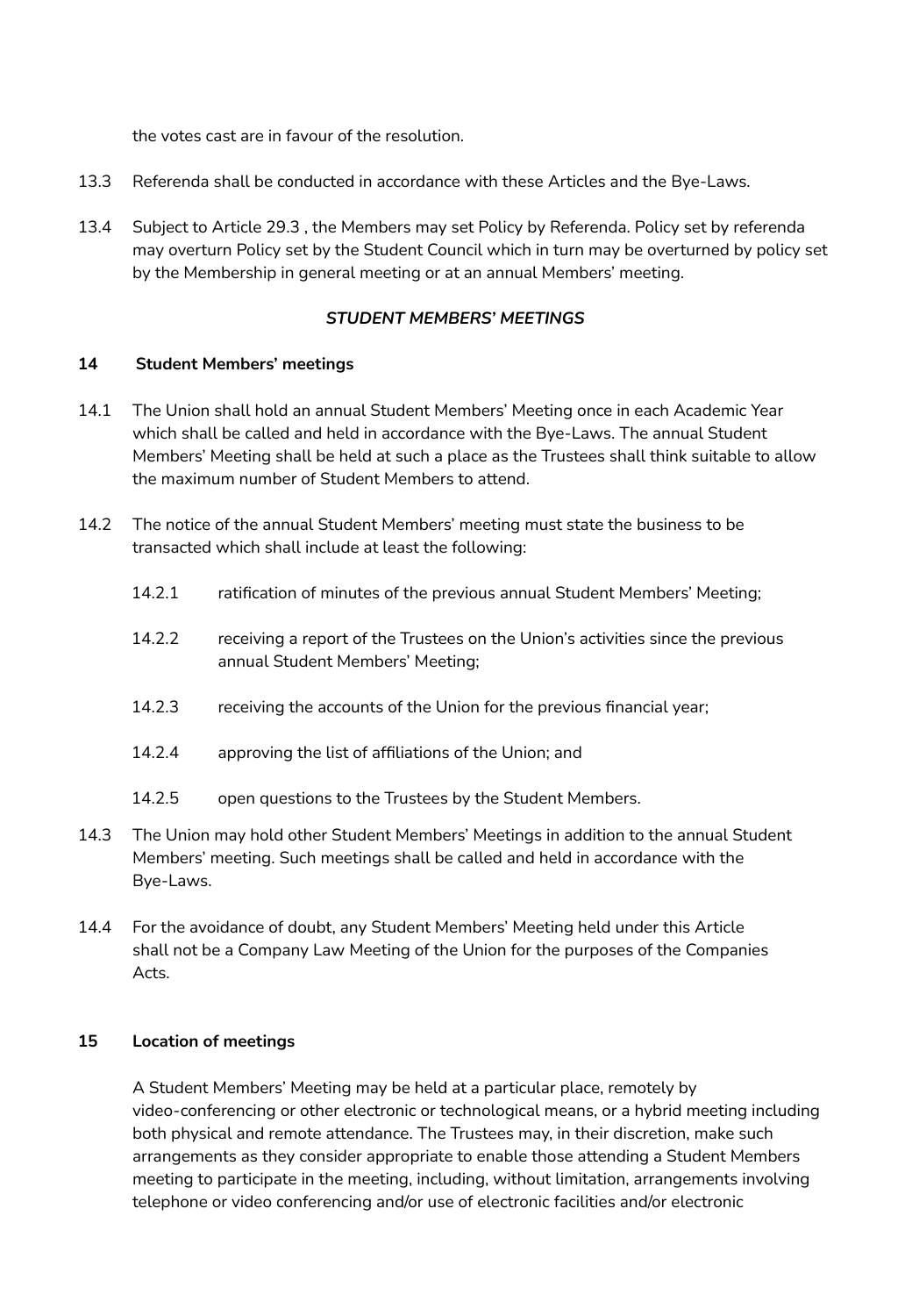the votes cast are in favour of the resolution.

13.3 Referenda shall be conducted in accordance with these Articles and the Bye-Laws.

13.4 Subject to Article 29.3 , the Members may set Policy by Referenda. Policy set by referenda may overturn Policy set by the Student Council which in turn may be overturned by policy set by the Membership in general meeting or at an annual Members' meeting.

***STUDENT MEMBERS' MEETINGS***

**14 Student Members' meetings**

14.1 The Union shall hold an annual Student Members' Meeting once in each Academic Year which shall be called and held in accordance with the Bye-Laws. The annual Student Members' Meeting shall be held at such a place as the Trustees shall think suitable to allow the maximum number of Student Members to attend.

14.2 The notice of the annual Student Members' meeting must state the business to be transacted which shall include at least the following:

14.2.1 ratification of minutes of the previous annual Student Members' Meeting;

14.2.2 receiving a report of the Trustees on the Union's activities since the previous annual Student Members' Meeting;

14.2.3 receiving the accounts of the Union for the previous financial year;

14.2.4 approving the list of affiliations of the Union; and

14.2.5 open questions to the Trustees by the Student Members.

14.3 The Union may hold other Student Members' Meetings in addition to the annual Student Members' meeting. Such meetings shall be called and held in accordance with the Bye-Laws.

14.4 For the avoidance of doubt, any Student Members' Meeting held under this Article shall not be a Company Law Meeting of the Union for the purposes of the Companies Acts.

**15 Location of meetings**

A Student Members' Meeting may be held at a particular place, remotely by video-conferencing or other electronic or technological means, or a hybrid meeting including both physical and remote attendance. The Trustees may, in their discretion, make such arrangements as they consider appropriate to enable those attending a Student Members meeting to participate in the meeting, including, without limitation, arrangements involving telephone or video conferencing and/or use of electronic facilities and/or electronic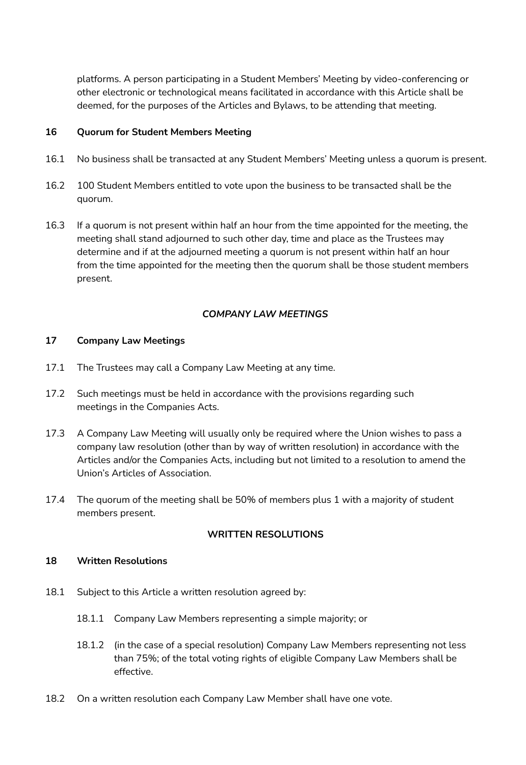platforms. A person participating in a Student Members' Meeting by video-conferencing or other electronic or technological means facilitated in accordance with this Article shall be deemed, for the purposes of the Articles and Bylaws, to be attending that meeting.

### 16 Quorum for Student Members Meeting

16.1 No business shall be transacted at any Student Members' Meeting unless a quorum is present.

16.2 100 Student Members entitled to vote upon the business to be transacted shall be the quorum.

16.3 If a quorum is not present within half an hour from the time appointed for the meeting, the meeting shall stand adjourned to such other day, time and place as the Trustees may determine and if at the adjourned meeting a quorum is not present within half an hour from the time appointed for the meeting then the quorum shall be those student members present.

## *COMPANY LAW MEETINGS*

### 17 Company Law Meetings

17.1 The Trustees may call a Company Law Meeting at any time.

17.2 Such meetings must be held in accordance with the provisions regarding such meetings in the Companies Acts.

17.3 A Company Law Meeting will usually only be required where the Union wishes to pass a company law resolution (other than by way of written resolution) in accordance with the Articles and/or the Companies Acts, including but not limited to a resolution to amend the Union's Articles of Association.

17.4 The quorum of the meeting shall be 50% of members plus 1 with a majority of student members present.

## WRITTEN RESOLUTIONS

### 18 Written Resolutions

18.1 Subject to this Article a written resolution agreed by:

- 18.1.1 Company Law Members representing a simple majority; or
- 18.1.2 (in the case of a special resolution) Company Law Members representing not less than 75%; of the total voting rights of eligible Company Law Members shall be effective.

18.2 On a written resolution each Company Law Member shall have one vote.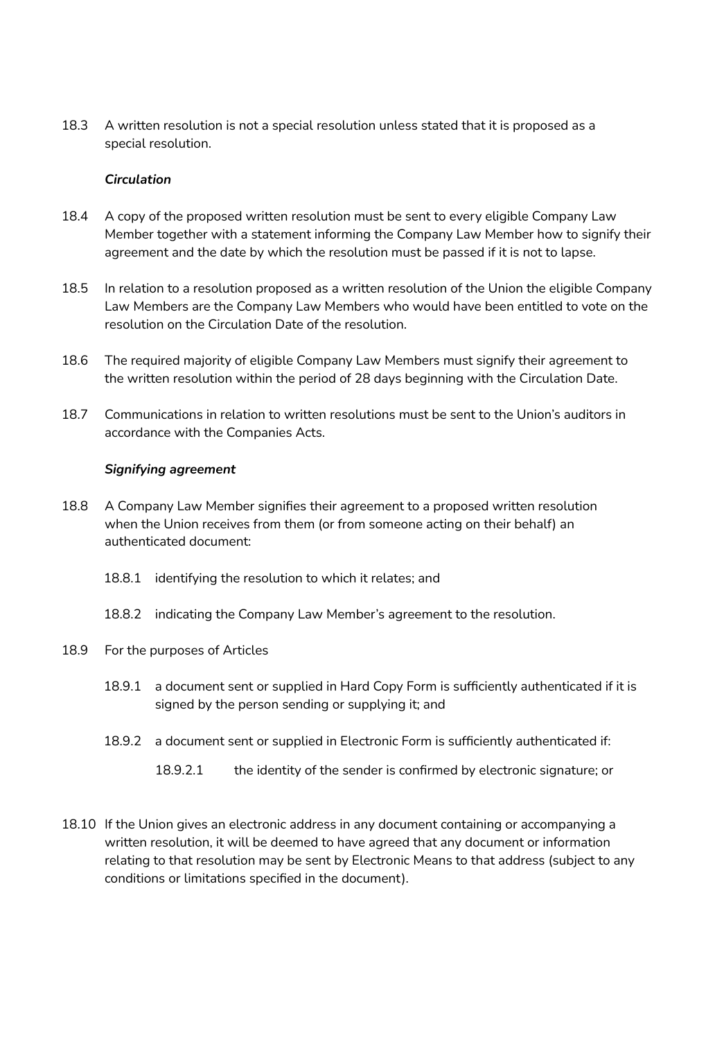18.3 A written resolution is not a special resolution unless stated that it is proposed as a special resolution.

***Circulation***

18.4 A copy of the proposed written resolution must be sent to every eligible Company Law Member together with a statement informing the Company Law Member how to signify their agreement and the date by which the resolution must be passed if it is not to lapse.

18.5 In relation to a resolution proposed as a written resolution of the Union the eligible Company Law Members are the Company Law Members who would have been entitled to vote on the resolution on the Circulation Date of the resolution.

18.6 The required majority of eligible Company Law Members must signify their agreement to the written resolution within the period of 28 days beginning with the Circulation Date.

18.7 Communications in relation to written resolutions must be sent to the Union's auditors in accordance with the Companies Acts.

***Signifying agreement***

18.8 A Company Law Member signifies their agreement to a proposed written resolution when the Union receives from them (or from someone acting on their behalf) an authenticated document:

- 18.8.1 identifying the resolution to which it relates; and
- 18.8.2 indicating the Company Law Member's agreement to the resolution.

18.9 For the purposes of Articles

- 18.9.1 a document sent or supplied in Hard Copy Form is sufficiently authenticated if it is signed by the person sending or supplying it; and
- 18.9.2 a document sent or supplied in Electronic Form is sufficiently authenticated if:
  - 18.9.2.1 the identity of the sender is confirmed by electronic signature; or

18.10 If the Union gives an electronic address in any document containing or accompanying a written resolution, it will be deemed to have agreed that any document or information relating to that resolution may be sent by Electronic Means to that address (subject to any conditions or limitations specified in the document).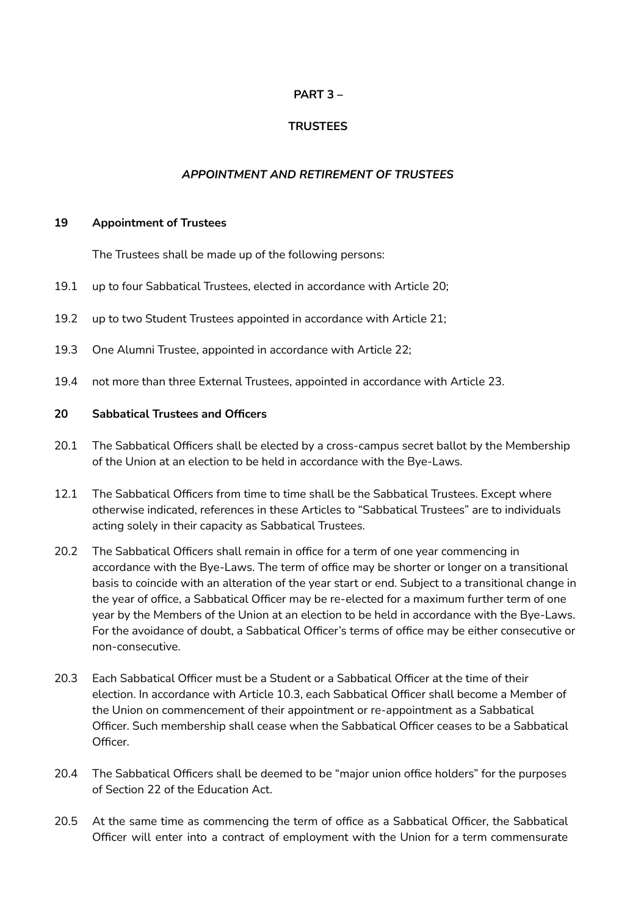**PART 3 –**

**TRUSTEES**

***APPOINTMENT AND RETIREMENT OF TRUSTEES***

**19 Appointment of Trustees**

The Trustees shall be made up of the following persons:

19.1 up to four Sabbatical Trustees, elected in accordance with Article 20;

19.2 up to two Student Trustees appointed in accordance with Article 21;

19.3 One Alumni Trustee, appointed in accordance with Article 22;

19.4 not more than three External Trustees, appointed in accordance with Article 23.

**20 Sabbatical Trustees and Officers**

20.1 The Sabbatical Officers shall be elected by a cross-campus secret ballot by the Membership of the Union at an election to be held in accordance with the Bye-Laws.

12.1 The Sabbatical Officers from time to time shall be the Sabbatical Trustees. Except where otherwise indicated, references in these Articles to "Sabbatical Trustees" are to individuals acting solely in their capacity as Sabbatical Trustees.

20.2 The Sabbatical Officers shall remain in office for a term of one year commencing in accordance with the Bye-Laws. The term of office may be shorter or longer on a transitional basis to coincide with an alteration of the year start or end. Subject to a transitional change in the year of office, a Sabbatical Officer may be re-elected for a maximum further term of one year by the Members of the Union at an election to be held in accordance with the Bye-Laws. For the avoidance of doubt, a Sabbatical Officer's terms of office may be either consecutive or non-consecutive.

20.3 Each Sabbatical Officer must be a Student or a Sabbatical Officer at the time of their election. In accordance with Article 10.3, each Sabbatical Officer shall become a Member of the Union on commencement of their appointment or re-appointment as a Sabbatical Officer. Such membership shall cease when the Sabbatical Officer ceases to be a Sabbatical Officer.

20.4 The Sabbatical Officers shall be deemed to be "major union office holders" for the purposes of Section 22 of the Education Act.

20.5 At the same time as commencing the term of office as a Sabbatical Officer, the Sabbatical Officer will enter into a contract of employment with the Union for a term commensurate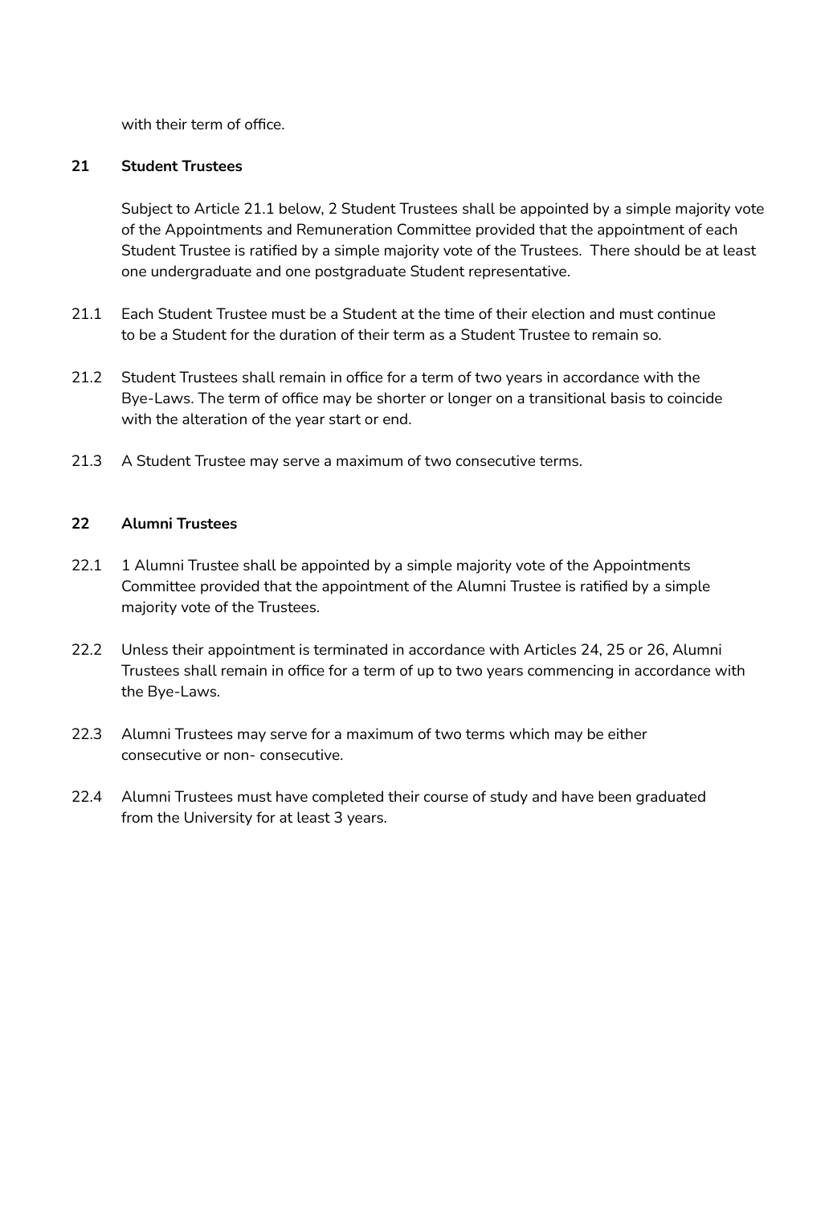with their term of office.

## 21 Student Trustees

Subject to Article 21.1 below, 2 Student Trustees shall be appointed by a simple majority vote of the Appointments and Remuneration Committee provided that the appointment of each Student Trustee is ratified by a simple majority vote of the Trustees. There should be at least one undergraduate and one postgraduate Student representative.

21.1 Each Student Trustee must be a Student at the time of their election and must continue to be a Student for the duration of their term as a Student Trustee to remain so.

21.2 Student Trustees shall remain in office for a term of two years in accordance with the Bye-Laws. The term of office may be shorter or longer on a transitional basis to coincide with the alteration of the year start or end.

21.3 A Student Trustee may serve a maximum of two consecutive terms.

## 22 Alumni Trustees

22.1 1 Alumni Trustee shall be appointed by a simple majority vote of the Appointments Committee provided that the appointment of the Alumni Trustee is ratified by a simple majority vote of the Trustees.

22.2 Unless their appointment is terminated in accordance with Articles 24, 25 or 26, Alumni Trustees shall remain in office for a term of up to two years commencing in accordance with the Bye-Laws.

22.3 Alumni Trustees may serve for a maximum of two terms which may be either consecutive or non- consecutive.

22.4 Alumni Trustees must have completed their course of study and have been graduated from the University for at least 3 years.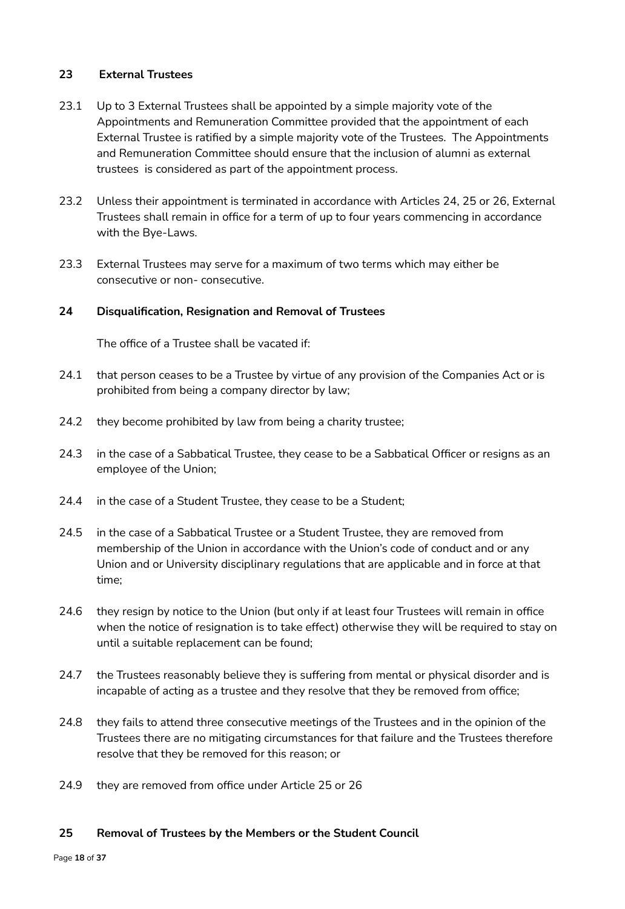## 23 External Trustees

23.1 Up to 3 External Trustees shall be appointed by a simple majority vote of the Appointments and Remuneration Committee provided that the appointment of each External Trustee is ratified by a simple majority vote of the Trustees. The Appointments and Remuneration Committee should ensure that the inclusion of alumni as external trustees is considered as part of the appointment process.

23.2 Unless their appointment is terminated in accordance with Articles 24, 25 or 26, External Trustees shall remain in office for a term of up to four years commencing in accordance with the Bye-Laws.

23.3 External Trustees may serve for a maximum of two terms which may either be consecutive or non- consecutive.

## 24 Disqualification, Resignation and Removal of Trustees

The office of a Trustee shall be vacated if:

24.1 that person ceases to be a Trustee by virtue of any provision of the Companies Act or is prohibited from being a company director by law;

24.2 they become prohibited by law from being a charity trustee;

24.3 in the case of a Sabbatical Trustee, they cease to be a Sabbatical Officer or resigns as an employee of the Union;

24.4 in the case of a Student Trustee, they cease to be a Student;

24.5 in the case of a Sabbatical Trustee or a Student Trustee, they are removed from membership of the Union in accordance with the Union's code of conduct and or any Union and or University disciplinary regulations that are applicable and in force at that time;

24.6 they resign by notice to the Union (but only if at least four Trustees will remain in office when the notice of resignation is to take effect) otherwise they will be required to stay on until a suitable replacement can be found;

24.7 the Trustees reasonably believe they is suffering from mental or physical disorder and is incapable of acting as a trustee and they resolve that they be removed from office;

24.8 they fails to attend three consecutive meetings of the Trustees and in the opinion of the Trustees there are no mitigating circumstances for that failure and the Trustees therefore resolve that they be removed for this reason; or

24.9 they are removed from office under Article 25 or 26

## 25 Removal of Trustees by the Members or the Student Council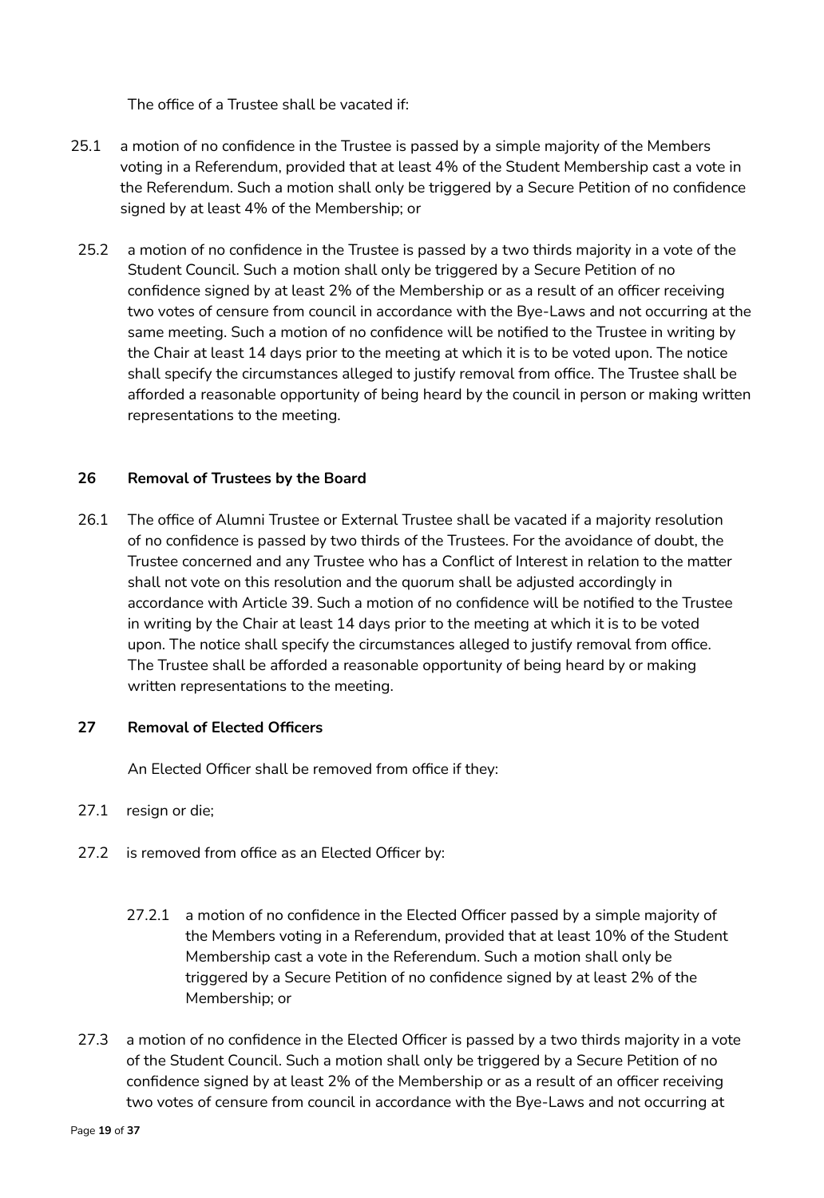The office of a Trustee shall be vacated if:

25.1 a motion of no confidence in the Trustee is passed by a simple majority of the Members voting in a Referendum, provided that at least 4% of the Student Membership cast a vote in the Referendum. Such a motion shall only be triggered by a Secure Petition of no confidence signed by at least 4% of the Membership; or

25.2 a motion of no confidence in the Trustee is passed by a two thirds majority in a vote of the Student Council. Such a motion shall only be triggered by a Secure Petition of no confidence signed by at least 2% of the Membership or as a result of an officer receiving two votes of censure from council in accordance with the Bye-Laws and not occurring at the same meeting. Such a motion of no confidence will be notified to the Trustee in writing by the Chair at least 14 days prior to the meeting at which it is to be voted upon. The notice shall specify the circumstances alleged to justify removal from office. The Trustee shall be afforded a reasonable opportunity of being heard by the council in person or making written representations to the meeting.

### 26 Removal of Trustees by the Board

26.1 The office of Alumni Trustee or External Trustee shall be vacated if a majority resolution of no confidence is passed by two thirds of the Trustees. For the avoidance of doubt, the Trustee concerned and any Trustee who has a Conflict of Interest in relation to the matter shall not vote on this resolution and the quorum shall be adjusted accordingly in accordance with Article 39. Such a motion of no confidence will be notified to the Trustee in writing by the Chair at least 14 days prior to the meeting at which it is to be voted upon. The notice shall specify the circumstances alleged to justify removal from office. The Trustee shall be afforded a reasonable opportunity of being heard by or making written representations to the meeting.

### 27 Removal of Elected Officers

An Elected Officer shall be removed from office if they:

27.1 resign or die;

27.2 is removed from office as an Elected Officer by:

27.2.1 a motion of no confidence in the Elected Officer passed by a simple majority of the Members voting in a Referendum, provided that at least 10% of the Student Membership cast a vote in the Referendum. Such a motion shall only be triggered by a Secure Petition of no confidence signed by at least 2% of the Membership; or

27.3 a motion of no confidence in the Elected Officer is passed by a two thirds majority in a vote of the Student Council. Such a motion shall only be triggered by a Secure Petition of no confidence signed by at least 2% of the Membership or as a result of an officer receiving two votes of censure from council in accordance with the Bye-Laws and not occurring at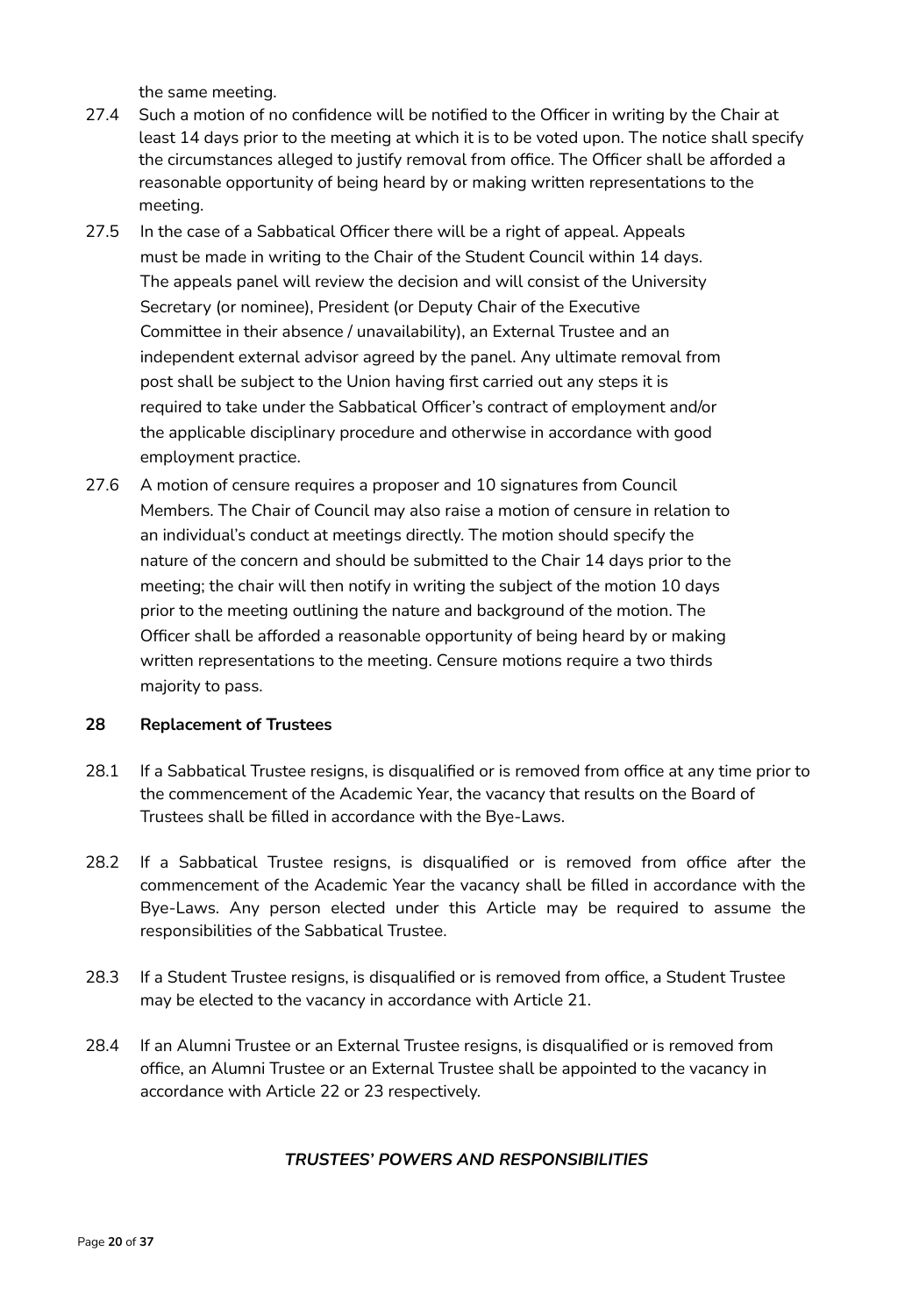the same meeting.

27.4 Such a motion of no confidence will be notified to the Officer in writing by the Chair at least 14 days prior to the meeting at which it is to be voted upon. The notice shall specify the circumstances alleged to justify removal from office. The Officer shall be afforded a reasonable opportunity of being heard by or making written representations to the meeting.

27.5 In the case of a Sabbatical Officer there will be a right of appeal. Appeals must be made in writing to the Chair of the Student Council within 14 days. The appeals panel will review the decision and will consist of the University Secretary (or nominee), President (or Deputy Chair of the Executive Committee in their absence / unavailability), an External Trustee and an independent external advisor agreed by the panel. Any ultimate removal from post shall be subject to the Union having first carried out any steps it is required to take under the Sabbatical Officer's contract of employment and/or the applicable disciplinary procedure and otherwise in accordance with good employment practice.

27.6 A motion of censure requires a proposer and 10 signatures from Council Members. The Chair of Council may also raise a motion of censure in relation to an individual's conduct at meetings directly. The motion should specify the nature of the concern and should be submitted to the Chair 14 days prior to the meeting; the chair will then notify in writing the subject of the motion 10 days prior to the meeting outlining the nature and background of the motion. The Officer shall be afforded a reasonable opportunity of being heard by or making written representations to the meeting. Censure motions require a two thirds majority to pass.

## 28 Replacement of Trustees

28.1 If a Sabbatical Trustee resigns, is disqualified or is removed from office at any time prior to the commencement of the Academic Year, the vacancy that results on the Board of Trustees shall be filled in accordance with the Bye-Laws.

28.2 If a Sabbatical Trustee resigns, is disqualified or is removed from office after the commencement of the Academic Year the vacancy shall be filled in accordance with the Bye-Laws. Any person elected under this Article may be required to assume the responsibilities of the Sabbatical Trustee.

28.3 If a Student Trustee resigns, is disqualified or is removed from office, a Student Trustee may be elected to the vacancy in accordance with Article 21.

28.4 If an Alumni Trustee or an External Trustee resigns, is disqualified or is removed from office, an Alumni Trustee or an External Trustee shall be appointed to the vacancy in accordance with Article 22 or 23 respectively.

***TRUSTEES' POWERS AND RESPONSIBILITIES***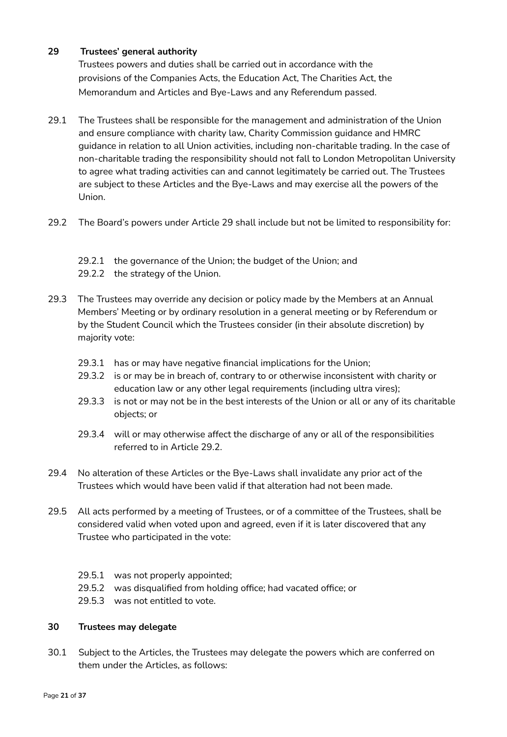**29 Trustees' general authority**

Trustees powers and duties shall be carried out in accordance with the provisions of the Companies Acts, the Education Act, The Charities Act, the Memorandum and Articles and Bye-Laws and any Referendum passed.

29.1 The Trustees shall be responsible for the management and administration of the Union and ensure compliance with charity law, Charity Commission guidance and HMRC guidance in relation to all Union activities, including non-charitable trading. In the case of non-charitable trading the responsibility should not fall to London Metropolitan University to agree what trading activities can and cannot legitimately be carried out. The Trustees are subject to these Articles and the Bye-Laws and may exercise all the powers of the Union.

29.2 The Board's powers under Article 29 shall include but not be limited to responsibility for:

- 29.2.1 the governance of the Union; the budget of the Union; and
- 29.2.2 the strategy of the Union.

29.3 The Trustees may override any decision or policy made by the Members at an Annual Members' Meeting or by ordinary resolution in a general meeting or by Referendum or by the Student Council which the Trustees consider (in their absolute discretion) by majority vote:

- 29.3.1 has or may have negative financial implications for the Union;
- 29.3.2 is or may be in breach of, contrary to or otherwise inconsistent with charity or education law or any other legal requirements (including ultra vires);
- 29.3.3 is not or may not be in the best interests of the Union or all or any of its charitable objects; or
- 29.3.4 will or may otherwise affect the discharge of any or all of the responsibilities referred to in Article 29.2.

29.4 No alteration of these Articles or the Bye-Laws shall invalidate any prior act of the Trustees which would have been valid if that alteration had not been made.

29.5 All acts performed by a meeting of Trustees, or of a committee of the Trustees, shall be considered valid when voted upon and agreed, even if it is later discovered that any Trustee who participated in the vote:

- 29.5.1 was not properly appointed;
- 29.5.2 was disqualified from holding office; had vacated office; or
- 29.5.3 was not entitled to vote.

**30 Trustees may delegate**

30.1 Subject to the Articles, the Trustees may delegate the powers which are conferred on them under the Articles, as follows: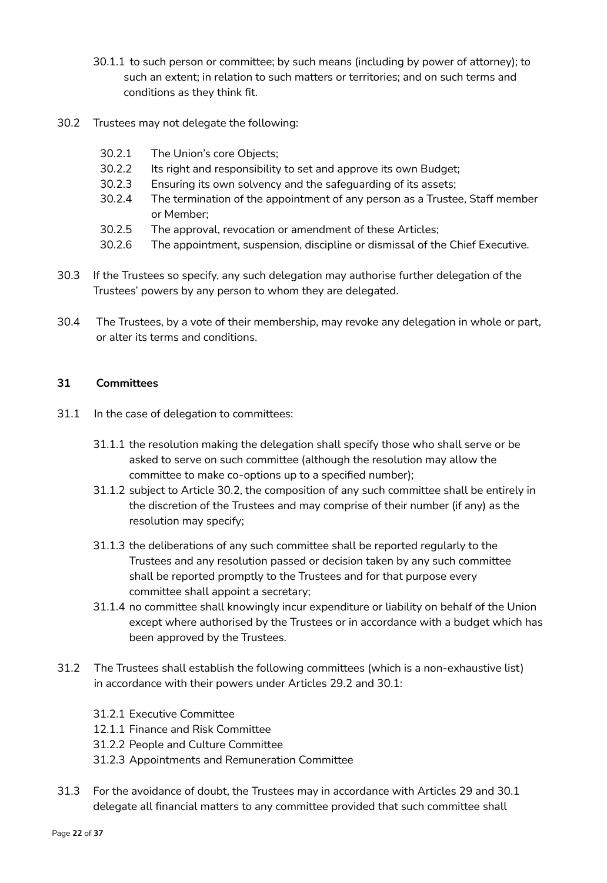30.1.1 to such person or committee; by such means (including by power of attorney); to such an extent; in relation to such matters or territories; and on such terms and conditions as they think fit.

30.2 Trustees may not delegate the following:

30.2.1 The Union's core Objects;
30.2.2 Its right and responsibility to set and approve its own Budget;
30.2.3 Ensuring its own solvency and the safeguarding of its assets;
30.2.4 The termination of the appointment of any person as a Trustee, Staff member or Member;
30.2.5 The approval, revocation or amendment of these Articles;
30.2.6 The appointment, suspension, discipline or dismissal of the Chief Executive.

30.3 If the Trustees so specify, any such delegation may authorise further delegation of the Trustees' powers by any person to whom they are delegated.

30.4 The Trustees, by a vote of their membership, may revoke any delegation in whole or part, or alter its terms and conditions.

**31 Committees**

31.1 In the case of delegation to committees:

31.1.1 the resolution making the delegation shall specify those who shall serve or be asked to serve on such committee (although the resolution may allow the committee to make co-options up to a specified number);
31.1.2 subject to Article 30.2, the composition of any such committee shall be entirely in the discretion of the Trustees and may comprise of their number (if any) as the resolution may specify;
31.1.3 the deliberations of any such committee shall be reported regularly to the Trustees and any resolution passed or decision taken by any such committee shall be reported promptly to the Trustees and for that purpose every committee shall appoint a secretary;
31.1.4 no committee shall knowingly incur expenditure or liability on behalf of the Union except where authorised by the Trustees or in accordance with a budget which has been approved by the Trustees.

31.2 The Trustees shall establish the following committees (which is a non-exhaustive list) in accordance with their powers under Articles 29.2 and 30.1:

31.2.1 Executive Committee
12.1.1 Finance and Risk Committee
31.2.2 People and Culture Committee
31.2.3 Appointments and Remuneration Committee

31.3 For the avoidance of doubt, the Trustees may in accordance with Articles 29 and 30.1 delegate all financial matters to any committee provided that such committee shall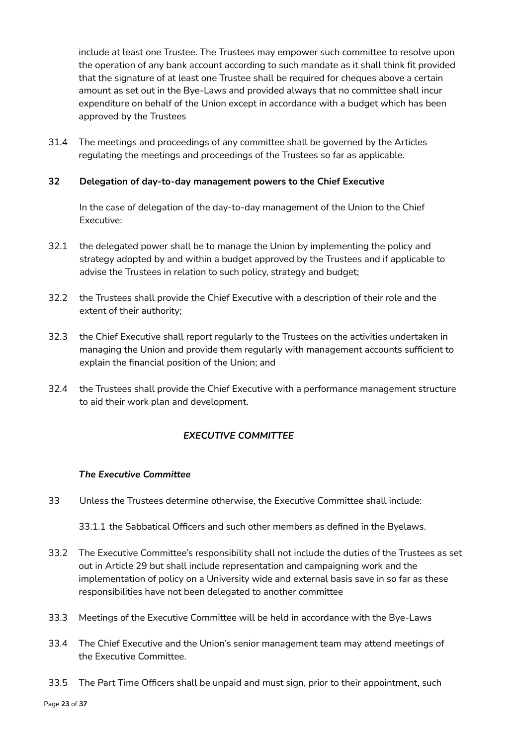include at least one Trustee. The Trustees may empower such committee to resolve upon the operation of any bank account according to such mandate as it shall think fit provided that the signature of at least one Trustee shall be required for cheques above a certain amount as set out in the Bye-Laws and provided always that no committee shall incur expenditure on behalf of the Union except in accordance with a budget which has been approved by the Trustees

31.4 The meetings and proceedings of any committee shall be governed by the Articles regulating the meetings and proceedings of the Trustees so far as applicable.

**32 Delegation of day-to-day management powers to the Chief Executive**

In the case of delegation of the day-to-day management of the Union to the Chief Executive:

32.1 the delegated power shall be to manage the Union by implementing the policy and strategy adopted by and within a budget approved by the Trustees and if applicable to advise the Trustees in relation to such policy, strategy and budget;

32.2 the Trustees shall provide the Chief Executive with a description of their role and the extent of their authority;

32.3 the Chief Executive shall report regularly to the Trustees on the activities undertaken in managing the Union and provide them regularly with management accounts sufficient to explain the financial position of the Union; and

32.4 the Trustees shall provide the Chief Executive with a performance management structure to aid their work plan and development.

***EXECUTIVE COMMITTEE***

***The Executive Committee***

33 Unless the Trustees determine otherwise, the Executive Committee shall include:

33.1.1 the Sabbatical Officers and such other members as defined in the Byelaws.

33.2 The Executive Committee's responsibility shall not include the duties of the Trustees as set out in Article 29 but shall include representation and campaigning work and the implementation of policy on a University wide and external basis save in so far as these responsibilities have not been delegated to another committee

33.3 Meetings of the Executive Committee will be held in accordance with the Bye-Laws

33.4 The Chief Executive and the Union's senior management team may attend meetings of the Executive Committee.

33.5 The Part Time Officers shall be unpaid and must sign, prior to their appointment, such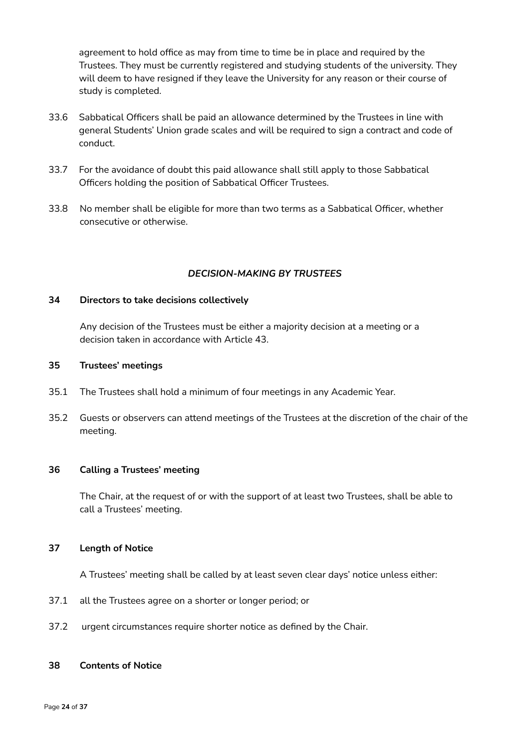agreement to hold office as may from time to time be in place and required by the Trustees. They must be currently registered and studying students of the university. They will deem to have resigned if they leave the University for any reason or their course of study is completed.

33.6 Sabbatical Officers shall be paid an allowance determined by the Trustees in line with general Students' Union grade scales and will be required to sign a contract and code of conduct.

33.7 For the avoidance of doubt this paid allowance shall still apply to those Sabbatical Officers holding the position of Sabbatical Officer Trustees.

33.8 No member shall be eligible for more than two terms as a Sabbatical Officer, whether consecutive or otherwise.

## *DECISION-MAKING BY TRUSTEES*

### 34 Directors to take decisions collectively

Any decision of the Trustees must be either a majority decision at a meeting or a decision taken in accordance with Article 43.

### 35 Trustees' meetings

35.1 The Trustees shall hold a minimum of four meetings in any Academic Year.

35.2 Guests or observers can attend meetings of the Trustees at the discretion of the chair of the meeting.

### 36 Calling a Trustees' meeting

The Chair, at the request of or with the support of at least two Trustees, shall be able to call a Trustees' meeting.

### 37 Length of Notice

A Trustees' meeting shall be called by at least seven clear days' notice unless either:

37.1 all the Trustees agree on a shorter or longer period; or

37.2 urgent circumstances require shorter notice as defined by the Chair.

### 38 Contents of Notice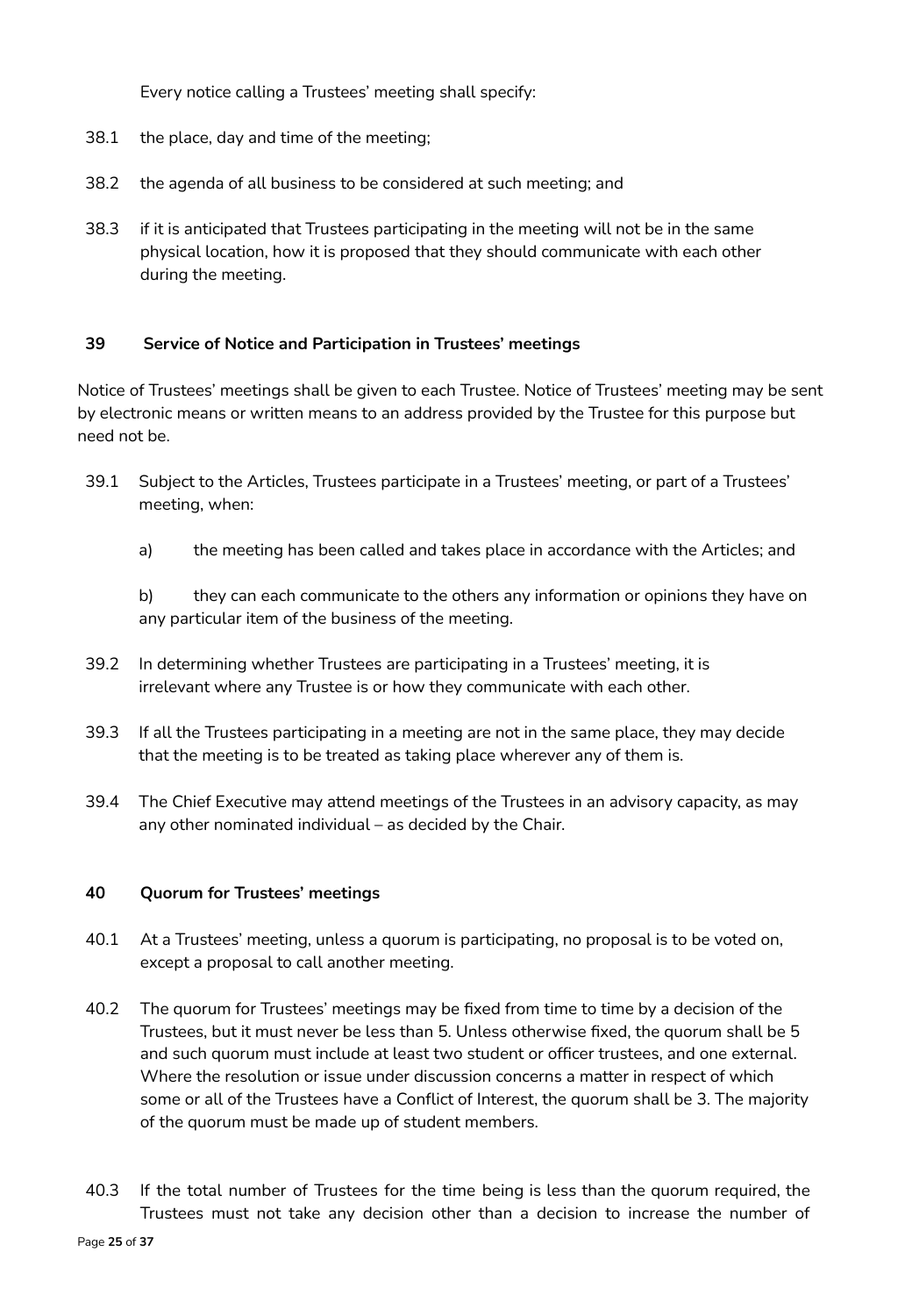Every notice calling a Trustees' meeting shall specify:

38.1 the place, day and time of the meeting;

38.2 the agenda of all business to be considered at such meeting; and

38.3 if it is anticipated that Trustees participating in the meeting will not be in the same physical location, how it is proposed that they should communicate with each other during the meeting.

### 39 Service of Notice and Participation in Trustees' meetings

Notice of Trustees' meetings shall be given to each Trustee. Notice of Trustees' meeting may be sent by electronic means or written means to an address provided by the Trustee for this purpose but need not be.

39.1 Subject to the Articles, Trustees participate in a Trustees' meeting, or part of a Trustees' meeting, when:

a) the meeting has been called and takes place in accordance with the Articles; and

b) they can each communicate to the others any information or opinions they have on any particular item of the business of the meeting.

39.2 In determining whether Trustees are participating in a Trustees' meeting, it is irrelevant where any Trustee is or how they communicate with each other.

39.3 If all the Trustees participating in a meeting are not in the same place, they may decide that the meeting is to be treated as taking place wherever any of them is.

39.4 The Chief Executive may attend meetings of the Trustees in an advisory capacity, as may any other nominated individual – as decided by the Chair.

### 40 Quorum for Trustees' meetings

40.1 At a Trustees' meeting, unless a quorum is participating, no proposal is to be voted on, except a proposal to call another meeting.

40.2 The quorum for Trustees' meetings may be fixed from time to time by a decision of the Trustees, but it must never be less than 5. Unless otherwise fixed, the quorum shall be 5 and such quorum must include at least two student or officer trustees, and one external. Where the resolution or issue under discussion concerns a matter in respect of which some or all of the Trustees have a Conflict of Interest, the quorum shall be 3. The majority of the quorum must be made up of student members.

40.3 If the total number of Trustees for the time being is less than the quorum required, the Trustees must not take any decision other than a decision to increase the number of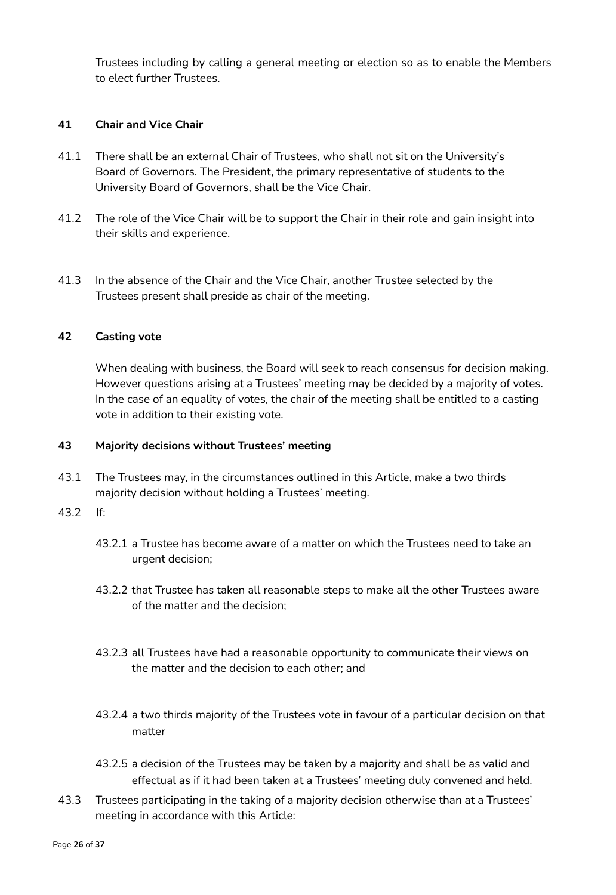Trustees including by calling a general meeting or election so as to enable the Members to elect further Trustees.

### 41 Chair and Vice Chair

41.1 There shall be an external Chair of Trustees, who shall not sit on the University's Board of Governors. The President, the primary representative of students to the University Board of Governors, shall be the Vice Chair.

41.2 The role of the Vice Chair will be to support the Chair in their role and gain insight into their skills and experience.

41.3 In the absence of the Chair and the Vice Chair, another Trustee selected by the Trustees present shall preside as chair of the meeting.

### 42 Casting vote

When dealing with business, the Board will seek to reach consensus for decision making. However questions arising at a Trustees' meeting may be decided by a majority of votes. In the case of an equality of votes, the chair of the meeting shall be entitled to a casting vote in addition to their existing vote.

### 43 Majority decisions without Trustees' meeting

43.1 The Trustees may, in the circumstances outlined in this Article, make a two thirds majority decision without holding a Trustees' meeting.

43.2 If:

43.2.1 a Trustee has become aware of a matter on which the Trustees need to take an urgent decision;

43.2.2 that Trustee has taken all reasonable steps to make all the other Trustees aware of the matter and the decision;

43.2.3 all Trustees have had a reasonable opportunity to communicate their views on the matter and the decision to each other; and

43.2.4 a two thirds majority of the Trustees vote in favour of a particular decision on that matter

43.2.5 a decision of the Trustees may be taken by a majority and shall be as valid and effectual as if it had been taken at a Trustees' meeting duly convened and held.

43.3 Trustees participating in the taking of a majority decision otherwise than at a Trustees' meeting in accordance with this Article: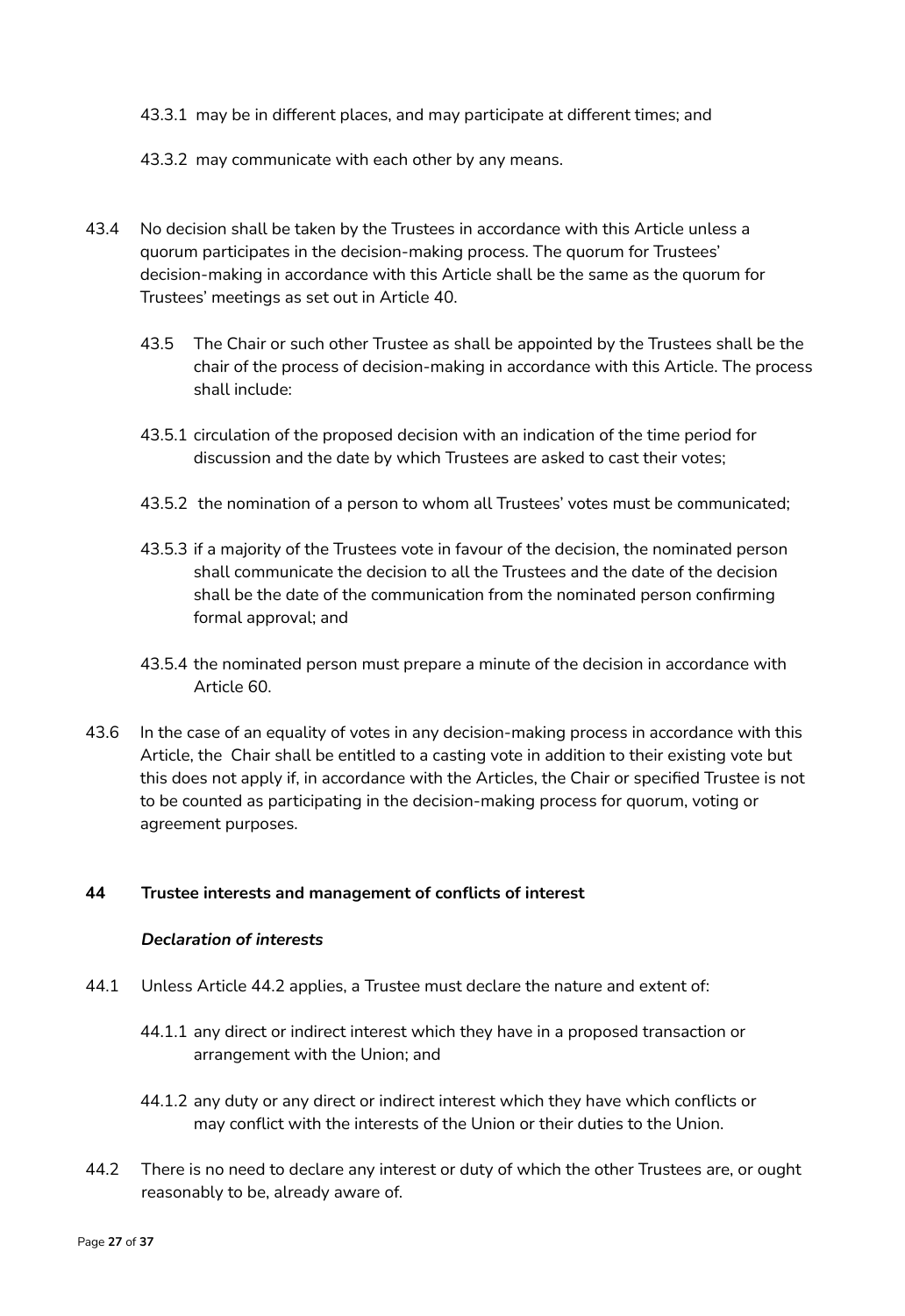43.3.1 may be in different places, and may participate at different times; and

43.3.2 may communicate with each other by any means.

43.4 No decision shall be taken by the Trustees in accordance with this Article unless a quorum participates in the decision-making process. The quorum for Trustees' decision-making in accordance with this Article shall be the same as the quorum for Trustees' meetings as set out in Article 40.

43.5 The Chair or such other Trustee as shall be appointed by the Trustees shall be the chair of the process of decision-making in accordance with this Article. The process shall include:

43.5.1 circulation of the proposed decision with an indication of the time period for discussion and the date by which Trustees are asked to cast their votes;

43.5.2 the nomination of a person to whom all Trustees' votes must be communicated;

43.5.3 if a majority of the Trustees vote in favour of the decision, the nominated person shall communicate the decision to all the Trustees and the date of the decision shall be the date of the communication from the nominated person confirming formal approval; and

43.5.4 the nominated person must prepare a minute of the decision in accordance with Article 60.

43.6 In the case of an equality of votes in any decision-making process in accordance with this Article, the Chair shall be entitled to a casting vote in addition to their existing vote but this does not apply if, in accordance with the Articles, the Chair or specified Trustee is not to be counted as participating in the decision-making process for quorum, voting or agreement purposes.

## 44 Trustee interests and management of conflicts of interest

***Declaration of interests***

44.1 Unless Article 44.2 applies, a Trustee must declare the nature and extent of:

44.1.1 any direct or indirect interest which they have in a proposed transaction or arrangement with the Union; and

44.1.2 any duty or any direct or indirect interest which they have which conflicts or may conflict with the interests of the Union or their duties to the Union.

44.2 There is no need to declare any interest or duty of which the other Trustees are, or ought reasonably to be, already aware of.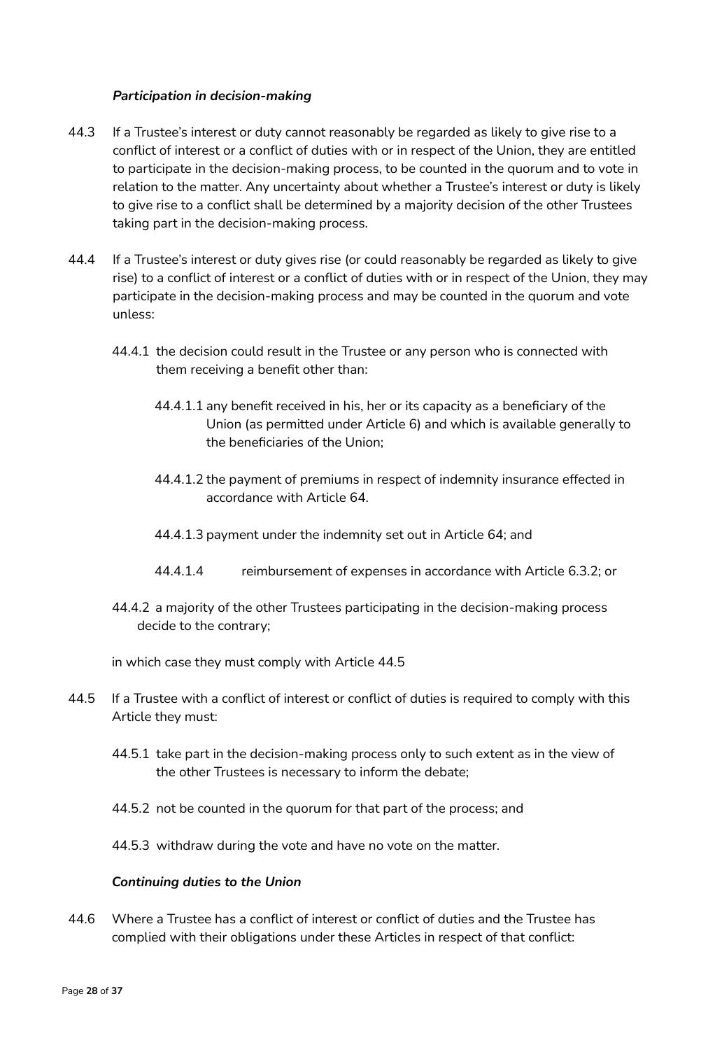***Participation in decision-making***

44.3 If a Trustee's interest or duty cannot reasonably be regarded as likely to give rise to a conflict of interest or a conflict of duties with or in respect of the Union, they are entitled to participate in the decision-making process, to be counted in the quorum and to vote in relation to the matter. Any uncertainty about whether a Trustee's interest or duty is likely to give rise to a conflict shall be determined by a majority decision of the other Trustees taking part in the decision-making process.

44.4 If a Trustee's interest or duty gives rise (or could reasonably be regarded as likely to give rise) to a conflict of interest or a conflict of duties with or in respect of the Union, they may participate in the decision-making process and may be counted in the quorum and vote unless:

44.4.1 the decision could result in the Trustee or any person who is connected with them receiving a benefit other than:

44.4.1.1 any benefit received in his, her or its capacity as a beneficiary of the Union (as permitted under Article 6) and which is available generally to the beneficiaries of the Union;

44.4.1.2 the payment of premiums in respect of indemnity insurance effected in accordance with Article 64.

44.4.1.3 payment under the indemnity set out in Article 64; and

44.4.1.4 reimbursement of expenses in accordance with Article 6.3.2; or

44.4.2 a majority of the other Trustees participating in the decision-making process decide to the contrary;

in which case they must comply with Article 44.5

44.5 If a Trustee with a conflict of interest or conflict of duties is required to comply with this Article they must:

44.5.1 take part in the decision-making process only to such extent as in the view of the other Trustees is necessary to inform the debate;

44.5.2 not be counted in the quorum for that part of the process; and

44.5.3 withdraw during the vote and have no vote on the matter.

***Continuing duties to the Union***

44.6 Where a Trustee has a conflict of interest or conflict of duties and the Trustee has complied with their obligations under these Articles in respect of that conflict: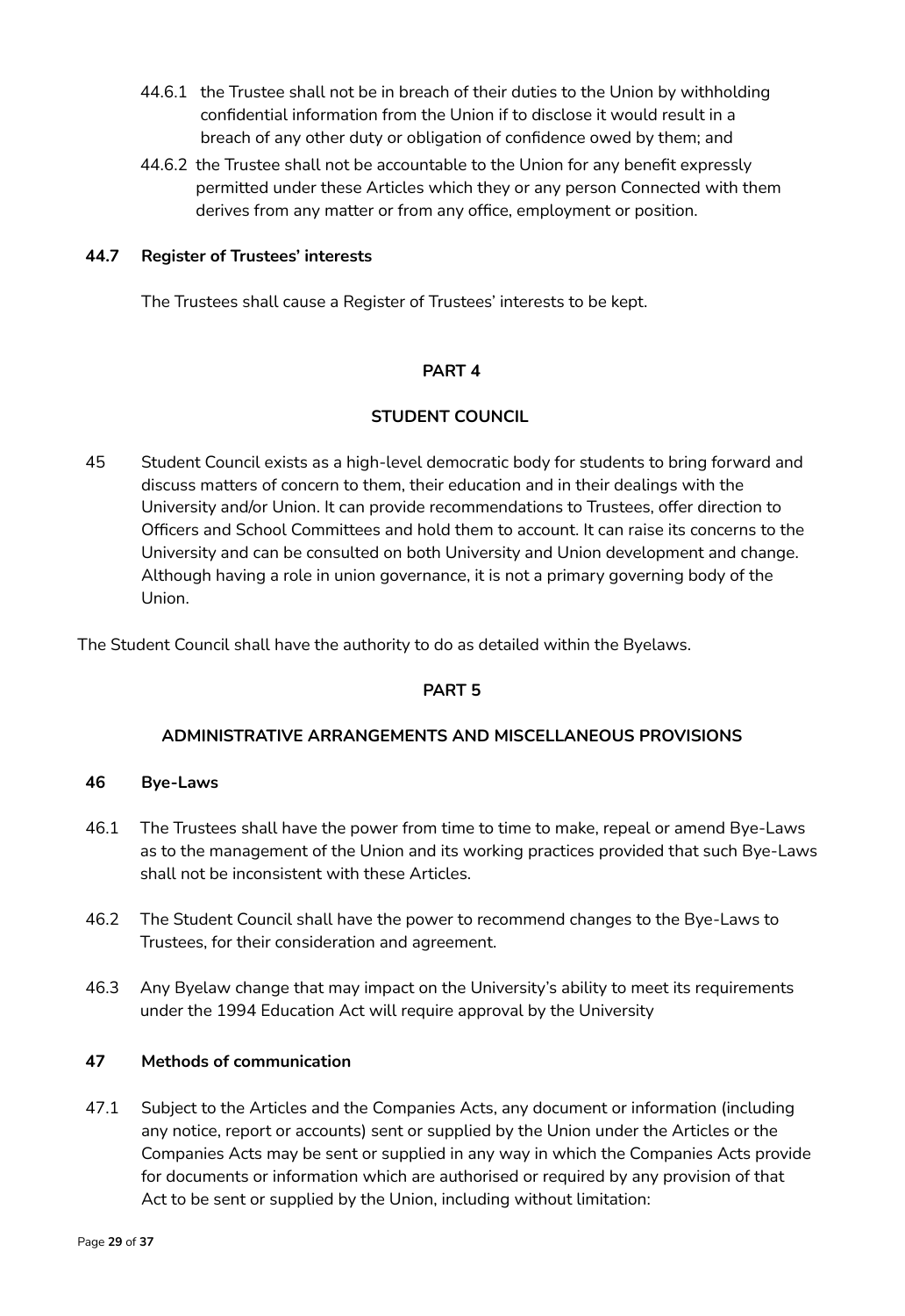44.6.1 the Trustee shall not be in breach of their duties to the Union by withholding confidential information from the Union if to disclose it would result in a breach of any other duty or obligation of confidence owed by them; and

44.6.2 the Trustee shall not be accountable to the Union for any benefit expressly permitted under these Articles which they or any person Connected with them derives from any matter or from any office, employment or position.

**44.7 Register of Trustees' interests**

The Trustees shall cause a Register of Trustees' interests to be kept.

## PART 4

## STUDENT COUNCIL

45 Student Council exists as a high-level democratic body for students to bring forward and discuss matters of concern to them, their education and in their dealings with the University and/or Union. It can provide recommendations to Trustees, offer direction to Officers and School Committees and hold them to account. It can raise its concerns to the University and can be consulted on both University and Union development and change. Although having a role in union governance, it is not a primary governing body of the Union.

The Student Council shall have the authority to do as detailed within the Byelaws.

## PART 5

## ADMINISTRATIVE ARRANGEMENTS AND MISCELLANEOUS PROVISIONS

**46 Bye-Laws**

46.1 The Trustees shall have the power from time to time to make, repeal or amend Bye-Laws as to the management of the Union and its working practices provided that such Bye-Laws shall not be inconsistent with these Articles.

46.2 The Student Council shall have the power to recommend changes to the Bye-Laws to Trustees, for their consideration and agreement.

46.3 Any Byelaw change that may impact on the University's ability to meet its requirements under the 1994 Education Act will require approval by the University

**47 Methods of communication**

47.1 Subject to the Articles and the Companies Acts, any document or information (including any notice, report or accounts) sent or supplied by the Union under the Articles or the Companies Acts may be sent or supplied in any way in which the Companies Acts provide for documents or information which are authorised or required by any provision of that Act to be sent or supplied by the Union, including without limitation: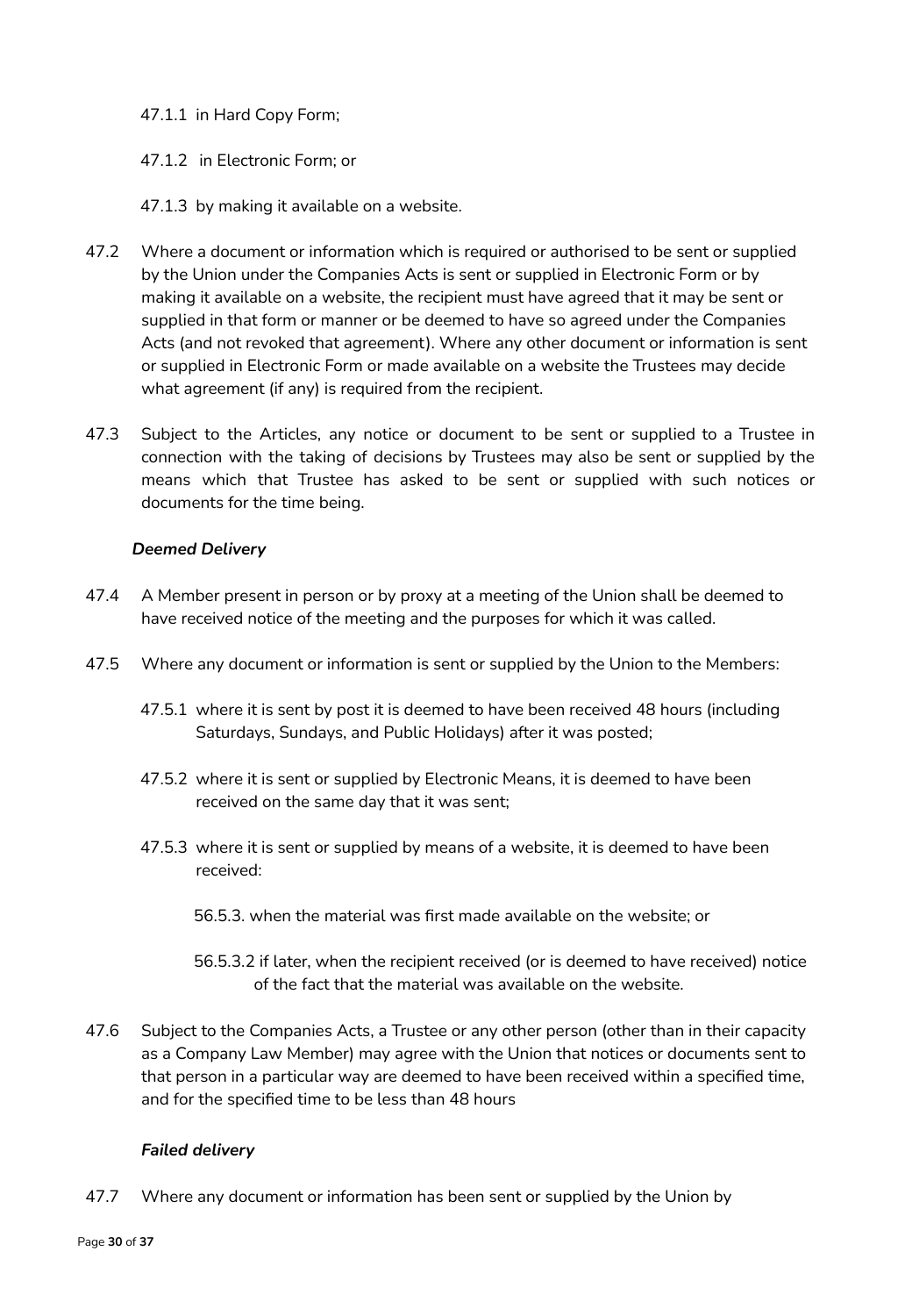47.1.1 in Hard Copy Form;

47.1.2 in Electronic Form; or

47.1.3 by making it available on a website.

47.2 Where a document or information which is required or authorised to be sent or supplied by the Union under the Companies Acts is sent or supplied in Electronic Form or by making it available on a website, the recipient must have agreed that it may be sent or supplied in that form or manner or be deemed to have so agreed under the Companies Acts (and not revoked that agreement). Where any other document or information is sent or supplied in Electronic Form or made available on a website the Trustees may decide what agreement (if any) is required from the recipient.

47.3 Subject to the Articles, any notice or document to be sent or supplied to a Trustee in connection with the taking of decisions by Trustees may also be sent or supplied by the means which that Trustee has asked to be sent or supplied with such notices or documents for the time being.

***Deemed Delivery***

47.4 A Member present in person or by proxy at a meeting of the Union shall be deemed to have received notice of the meeting and the purposes for which it was called.

47.5 Where any document or information is sent or supplied by the Union to the Members:

47.5.1 where it is sent by post it is deemed to have been received 48 hours (including Saturdays, Sundays, and Public Holidays) after it was posted;

47.5.2 where it is sent or supplied by Electronic Means, it is deemed to have been received on the same day that it was sent;

47.5.3 where it is sent or supplied by means of a website, it is deemed to have been received:

56.5.3. when the material was first made available on the website; or

56.5.3.2 if later, when the recipient received (or is deemed to have received) notice of the fact that the material was available on the website.

47.6 Subject to the Companies Acts, a Trustee or any other person (other than in their capacity as a Company Law Member) may agree with the Union that notices or documents sent to that person in a particular way are deemed to have been received within a specified time, and for the specified time to be less than 48 hours

***Failed delivery***

47.7 Where any document or information has been sent or supplied by the Union by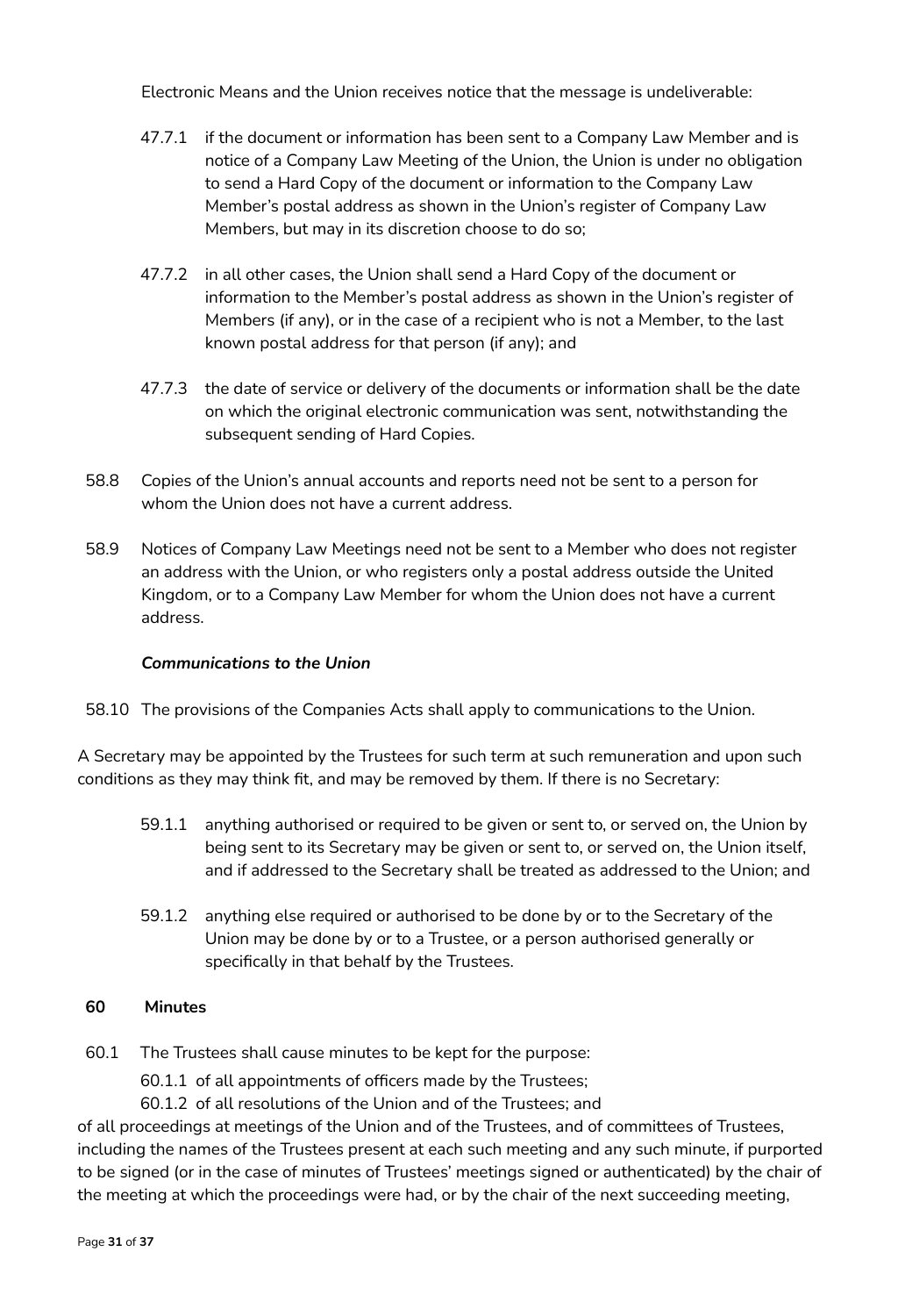Electronic Means and the Union receives notice that the message is undeliverable:

47.7.1 if the document or information has been sent to a Company Law Member and is notice of a Company Law Meeting of the Union, the Union is under no obligation to send a Hard Copy of the document or information to the Company Law Member's postal address as shown in the Union's register of Company Law Members, but may in its discretion choose to do so;

47.7.2 in all other cases, the Union shall send a Hard Copy of the document or information to the Member's postal address as shown in the Union's register of Members (if any), or in the case of a recipient who is not a Member, to the last known postal address for that person (if any); and

47.7.3 the date of service or delivery of the documents or information shall be the date on which the original electronic communication was sent, notwithstanding the subsequent sending of Hard Copies.

58.8 Copies of the Union's annual accounts and reports need not be sent to a person for whom the Union does not have a current address.

58.9 Notices of Company Law Meetings need not be sent to a Member who does not register an address with the Union, or who registers only a postal address outside the United Kingdom, or to a Company Law Member for whom the Union does not have a current address.

***Communications to the Union***

58.10 The provisions of the Companies Acts shall apply to communications to the Union.

A Secretary may be appointed by the Trustees for such term at such remuneration and upon such conditions as they may think fit, and may be removed by them. If there is no Secretary:

59.1.1 anything authorised or required to be given or sent to, or served on, the Union by being sent to its Secretary may be given or sent to, or served on, the Union itself, and if addressed to the Secretary shall be treated as addressed to the Union; and

59.1.2 anything else required or authorised to be done by or to the Secretary of the Union may be done by or to a Trustee, or a person authorised generally or specifically in that behalf by the Trustees.

**60 Minutes**

60.1 The Trustees shall cause minutes to be kept for the purpose:

60.1.1 of all appointments of officers made by the Trustees;

60.1.2 of all resolutions of the Union and of the Trustees; and

of all proceedings at meetings of the Union and of the Trustees, and of committees of Trustees, including the names of the Trustees present at each such meeting and any such minute, if purported to be signed (or in the case of minutes of Trustees' meetings signed or authenticated) by the chair of the meeting at which the proceedings were had, or by the chair of the next succeeding meeting,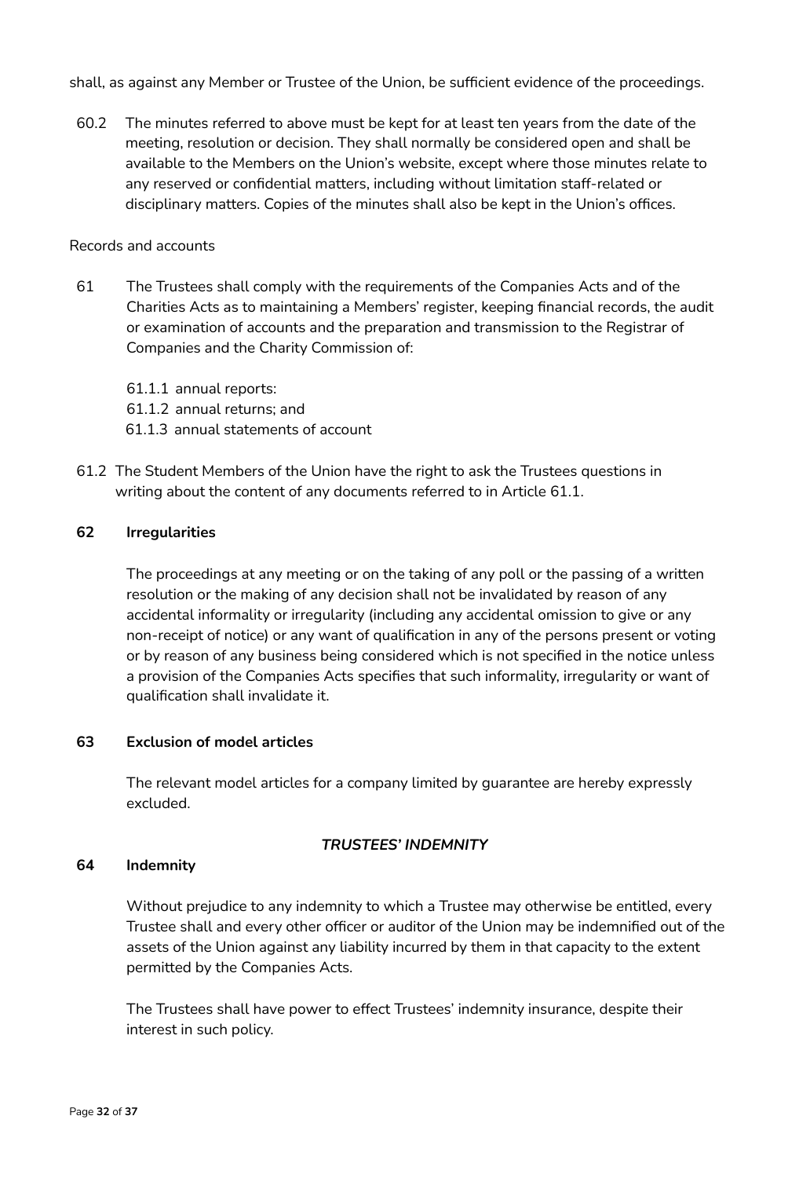shall, as against any Member or Trustee of the Union, be sufficient evidence of the proceedings.

60.2 The minutes referred to above must be kept for at least ten years from the date of the meeting, resolution or decision. They shall normally be considered open and shall be available to the Members on the Union's website, except where those minutes relate to any reserved or confidential matters, including without limitation staff-related or disciplinary matters. Copies of the minutes shall also be kept in the Union's offices.

Records and accounts

61 The Trustees shall comply with the requirements of the Companies Acts and of the Charities Acts as to maintaining a Members' register, keeping financial records, the audit or examination of accounts and the preparation and transmission to the Registrar of Companies and the Charity Commission of:

61.1.1 annual reports:
61.1.2 annual returns; and
61.1.3 annual statements of account

61.2 The Student Members of the Union have the right to ask the Trustees questions in writing about the content of any documents referred to in Article 61.1.

**62 Irregularities**

The proceedings at any meeting or on the taking of any poll or the passing of a written resolution or the making of any decision shall not be invalidated by reason of any accidental informality or irregularity (including any accidental omission to give or any non-receipt of notice) or any want of qualification in any of the persons present or voting or by reason of any business being considered which is not specified in the notice unless a provision of the Companies Acts specifies that such informality, irregularity or want of qualification shall invalidate it.

**63 Exclusion of model articles**

The relevant model articles for a company limited by guarantee are hereby expressly excluded.

***TRUSTEES' INDEMNITY***

**64 Indemnity**

Without prejudice to any indemnity to which a Trustee may otherwise be entitled, every Trustee shall and every other officer or auditor of the Union may be indemnified out of the assets of the Union against any liability incurred by them in that capacity to the extent permitted by the Companies Acts.

The Trustees shall have power to effect Trustees' indemnity insurance, despite their interest in such policy.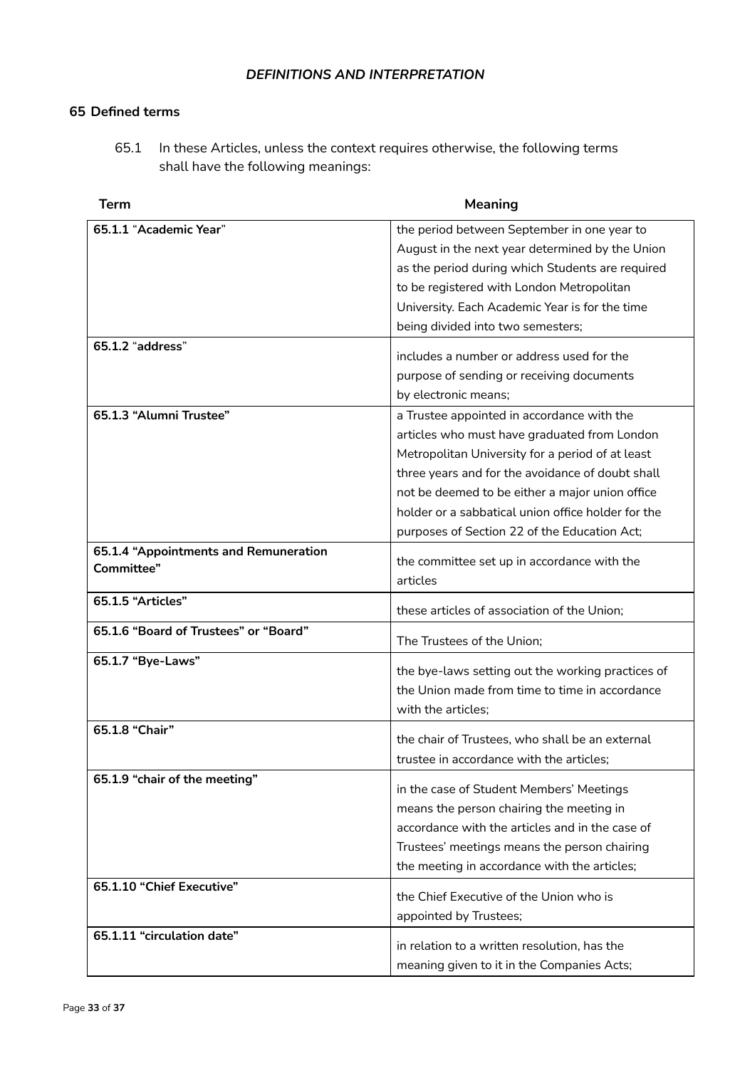*DEFINITIONS AND INTERPRETATION*

## 65 Defined terms

65.1 In these Articles, unless the context requires otherwise, the following terms shall have the following meanings:

| Term | Meaning |
|---|---|
| **65.1.1 "Academic Year"** | the period between September in one year to August in the next year determined by the Union as the period during which Students are required to be registered with London Metropolitan University. Each Academic Year is for the time being divided into two semesters; |
| **65.1.2 "address"** | includes a number or address used for the purpose of sending or receiving documents by electronic means; |
| **65.1.3 "Alumni Trustee"** | a Trustee appointed in accordance with the articles who must have graduated from London Metropolitan University for a period of at least three years and for the avoidance of doubt shall not be deemed to be either a major union office holder or a sabbatical union office holder for the purposes of Section 22 of the Education Act; |
| **65.1.4 "Appointments and Remuneration Committee"** | the committee set up in accordance with the articles |
| **65.1.5 "Articles"** | these articles of association of the Union; |
| **65.1.6 "Board of Trustees" or "Board"** | The Trustees of the Union; |
| **65.1.7 "Bye-Laws"** | the bye-laws setting out the working practices of the Union made from time to time in accordance with the articles; |
| **65.1.8 "Chair"** | the chair of Trustees, who shall be an external trustee in accordance with the articles; |
| **65.1.9 "chair of the meeting"** | in the case of Student Members' Meetings means the person chairing the meeting in accordance with the articles and in the case of Trustees' meetings means the person chairing the meeting in accordance with the articles; |
| **65.1.10 "Chief Executive"** | the Chief Executive of the Union who is appointed by Trustees; |
| **65.1.11 "circulation date"** | in relation to a written resolution, has the meaning given to it in the Companies Acts; |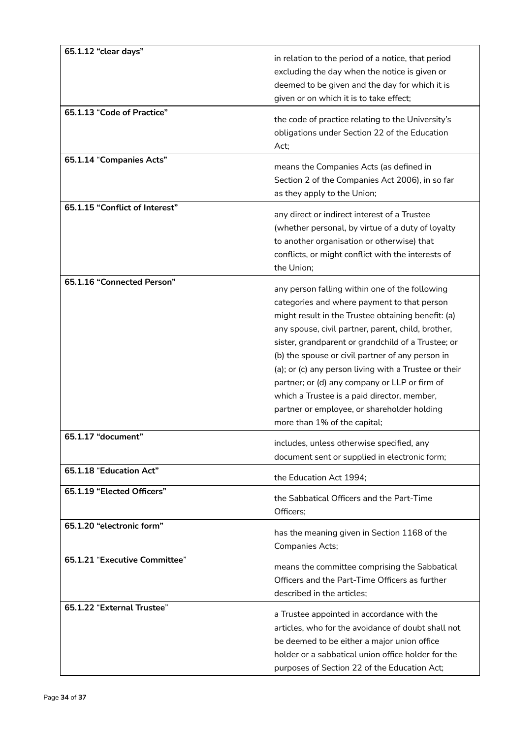| | |
|---|---|
| **65.1.12 "clear days"** | in relation to the period of a notice, that period excluding the day when the notice is given or deemed to be given and the day for which it is given or on which it is to take effect; |
| **65.1.13 "Code of Practice"** | the code of practice relating to the University's obligations under Section 22 of the Education Act; |
| **65.1.14 "Companies Acts"** | means the Companies Acts (as defined in Section 2 of the Companies Act 2006), in so far as they apply to the Union; |
| **65.1.15 "Conflict of Interest"** | any direct or indirect interest of a Trustee (whether personal, by virtue of a duty of loyalty to another organisation or otherwise) that conflicts, or might conflict with the interests of the Union; |
| **65.1.16 "Connected Person"** | any person falling within one of the following categories and where payment to that person might result in the Trustee obtaining benefit: (a) any spouse, civil partner, parent, child, brother, sister, grandparent or grandchild of a Trustee; or (b) the spouse or civil partner of any person in (a); or (c) any person living with a Trustee or their partner; or (d) any company or LLP or firm of which a Trustee is a paid director, member, partner or employee, or shareholder holding more than 1% of the capital; |
| **65.1.17 "document"** | includes, unless otherwise specified, any document sent or supplied in electronic form; |
| **65.1.18 "Education Act"** | the Education Act 1994; |
| **65.1.19 "Elected Officers"** | the Sabbatical Officers and the Part-Time Officers; |
| **65.1.20 "electronic form"** | has the meaning given in Section 1168 of the Companies Acts; |
| **65.1.21 "Executive Committee"** | means the committee comprising the Sabbatical Officers and the Part-Time Officers as further described in the articles; |
| **65.1.22 "External Trustee"** | a Trustee appointed in accordance with the articles, who for the avoidance of doubt shall not be deemed to be either a major union office holder or a sabbatical union office holder for the purposes of Section 22 of the Education Act; |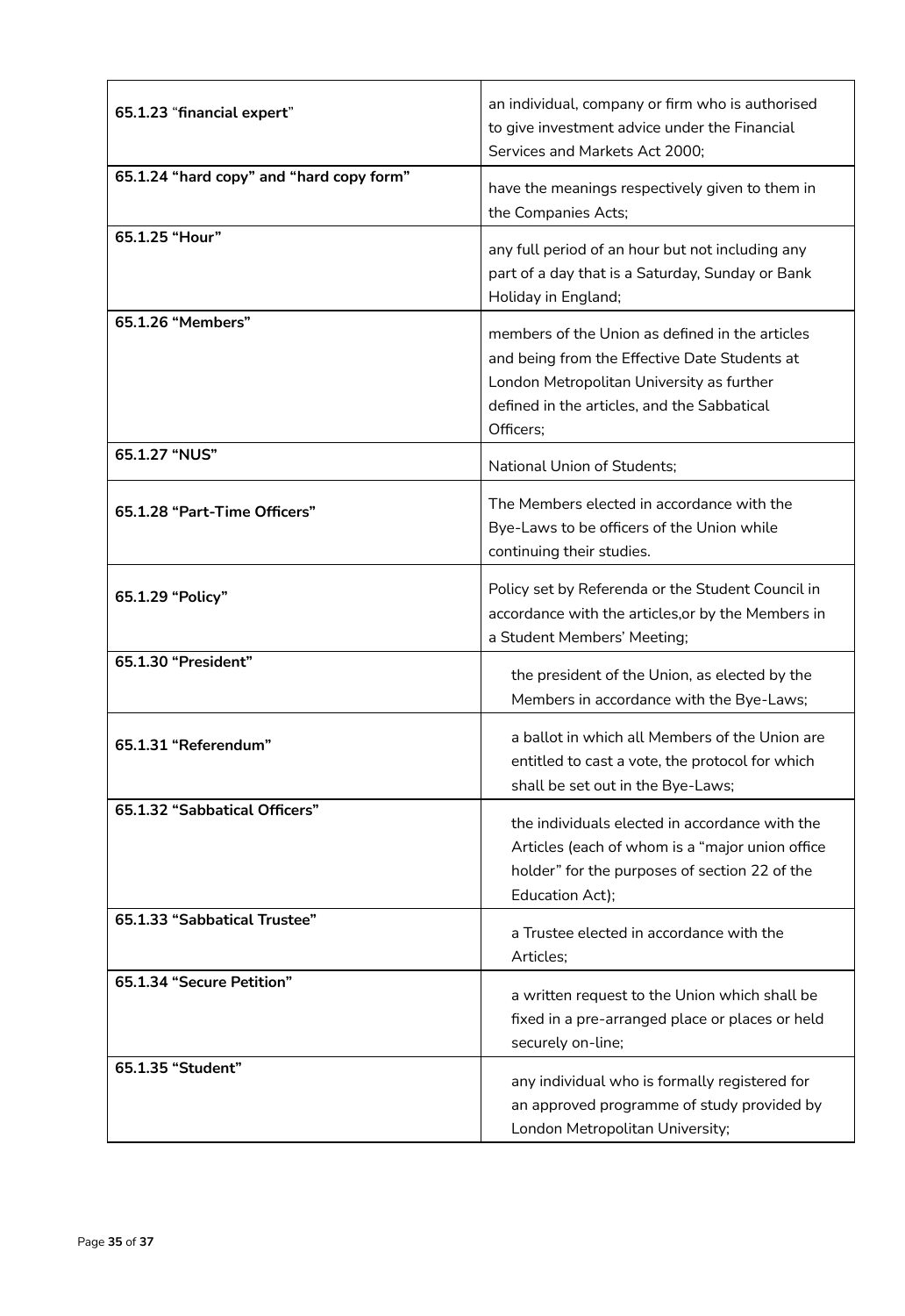| | |
|---|---|
| **65.1.23** "**financial expert**" | an individual, company or firm who is authorised to give investment advice under the Financial Services and Markets Act 2000; |
| **65.1.24 "hard copy" and "hard copy form"** | have the meanings respectively given to them in the Companies Acts; |
| **65.1.25 "Hour"** | any full period of an hour but not including any part of a day that is a Saturday, Sunday or Bank Holiday in England; |
| **65.1.26 "Members"** | members of the Union as defined in the articles and being from the Effective Date Students at London Metropolitan University as further defined in the articles, and the Sabbatical Officers; |
| **65.1.27 "NUS"** | National Union of Students; |
| **65.1.28 "Part-Time Officers"** | The Members elected in accordance with the Bye-Laws to be officers of the Union while continuing their studies. |
| **65.1.29 "Policy"** | Policy set by Referenda or the Student Council in accordance with the articles,or by the Members in a Student Members' Meeting; |
| **65.1.30 "President"** | the president of the Union, as elected by the Members in accordance with the Bye-Laws; |
| **65.1.31 "Referendum"** | a ballot in which all Members of the Union are entitled to cast a vote, the protocol for which shall be set out in the Bye-Laws; |
| **65.1.32 "Sabbatical Officers"** | the individuals elected in accordance with the Articles (each of whom is a "major union office holder" for the purposes of section 22 of the Education Act); |
| **65.1.33 "Sabbatical Trustee"** | a Trustee elected in accordance with the Articles; |
| **65.1.34 "Secure Petition"** | a written request to the Union which shall be fixed in a pre-arranged place or places or held securely on-line; |
| **65.1.35 "Student"** | any individual who is formally registered for an approved programme of study provided by London Metropolitan University; |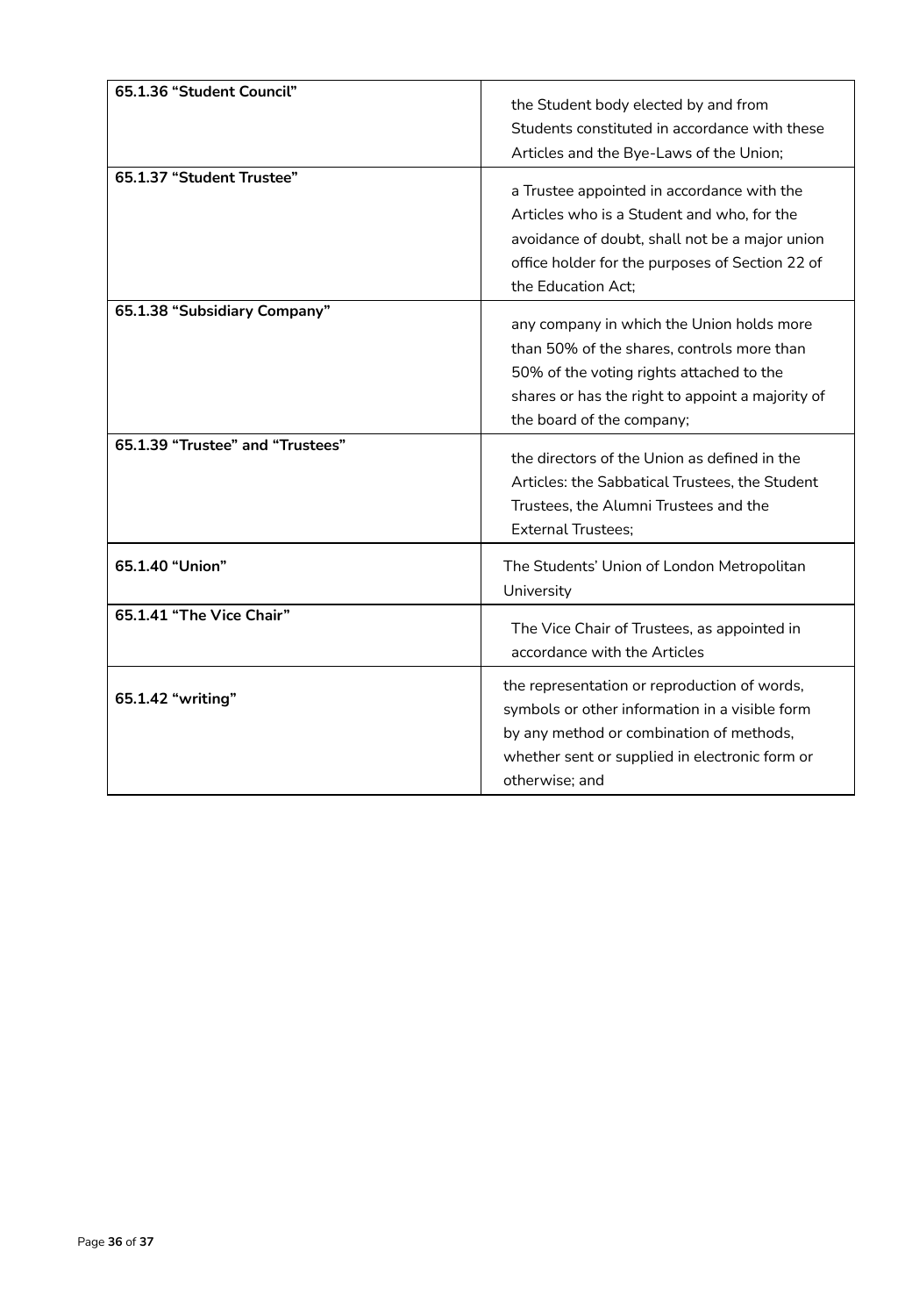| | |
|---|---|
| **65.1.36 "Student Council"** | the Student body elected by and from Students constituted in accordance with these Articles and the Bye-Laws of the Union; |
| **65.1.37 "Student Trustee"** | a Trustee appointed in accordance with the Articles who is a Student and who, for the avoidance of doubt, shall not be a major union office holder for the purposes of Section 22 of the Education Act; |
| **65.1.38 "Subsidiary Company"** | any company in which the Union holds more than 50% of the shares, controls more than 50% of the voting rights attached to the shares or has the right to appoint a majority of the board of the company; |
| **65.1.39 "Trustee" and "Trustees"** | the directors of the Union as defined in the Articles: the Sabbatical Trustees, the Student Trustees, the Alumni Trustees and the External Trustees; |
| **65.1.40 "Union"** | The Students' Union of London Metropolitan University |
| **65.1.41 "The Vice Chair"** | The Vice Chair of Trustees, as appointed in accordance with the Articles |
| **65.1.42 "writing"** | the representation or reproduction of words, symbols or other information in a visible form by any method or combination of methods, whether sent or supplied in electronic form or otherwise; and |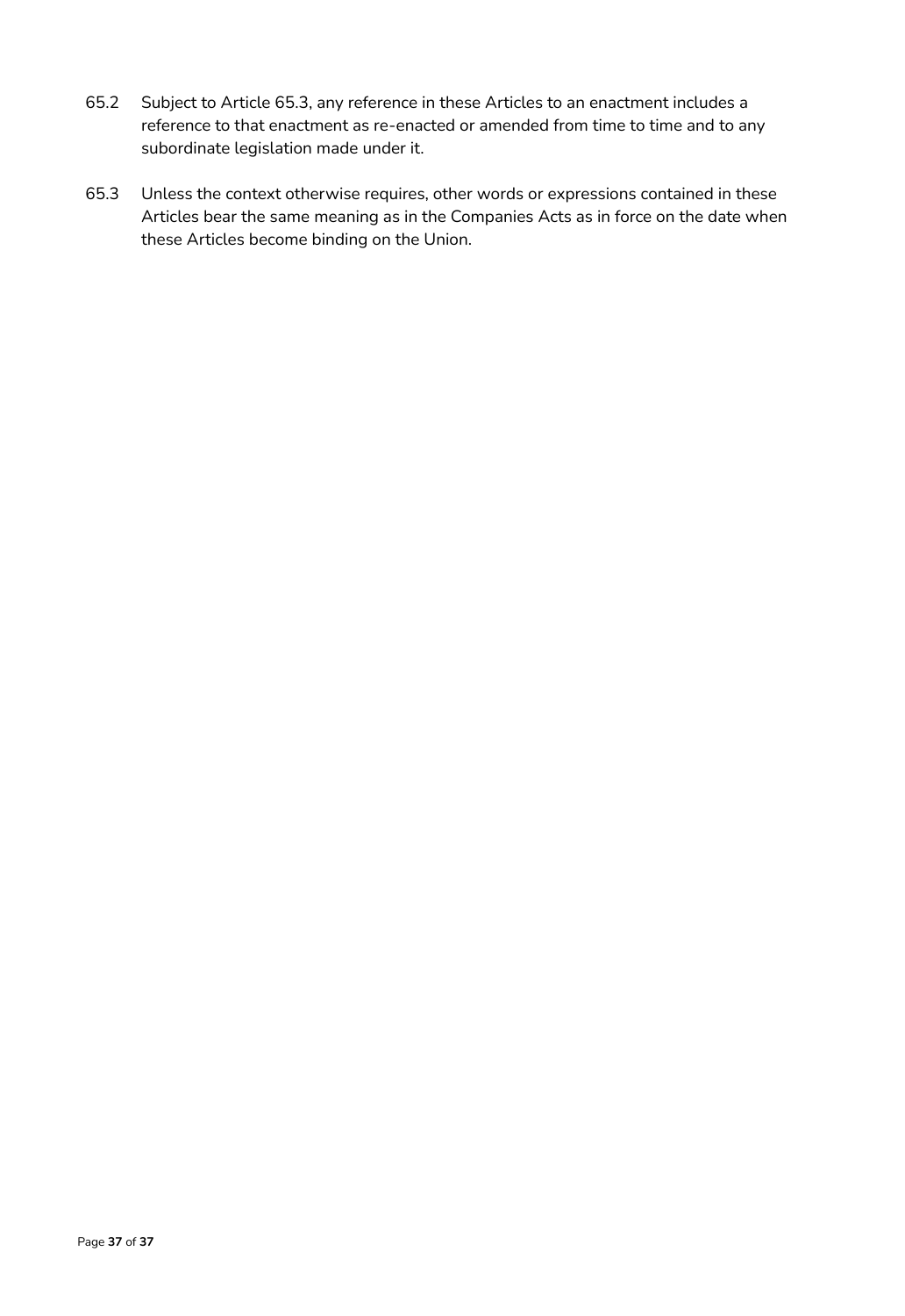65.2 Subject to Article 65.3, any reference in these Articles to an enactment includes a reference to that enactment as re-enacted or amended from time to time and to any subordinate legislation made under it.

65.3 Unless the context otherwise requires, other words or expressions contained in these Articles bear the same meaning as in the Companies Acts as in force on the date when these Articles become binding on the Union.